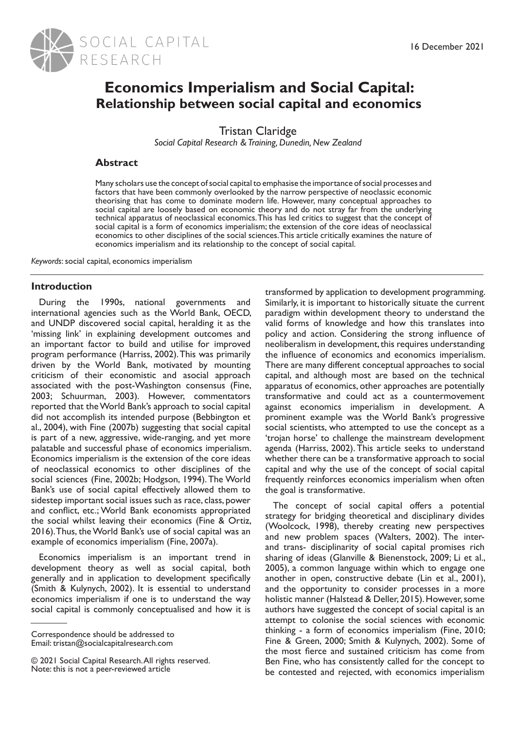# Economics Imperialism and Social Capital:
## Relationship between social capital and economics

Tristan Claridge

*Social Capital Research & Training, Dunedin, New Zealand*

### Abstract

Many scholars use the concept of social capital to emphasise the importance of social processes and factors that have been commonly overlooked by the narrow perspective of neoclassic economic theorising that has come to dominate modern life. However, many conceptual approaches to social capital are loosely based on economic theory and do not stray far from the underlying technical apparatus of neoclassical economics. This has led critics to suggest that the concept of social capital is a form of economics imperialism; the extension of the core ideas of neoclassical economics to other disciplines of the social sciences. This article critically examines the nature of economics imperialism and its relationship to the concept of social capital.

*Keywords*: social capital, economics imperialism

## Introduction

During the 1990s, national governments and international agencies such as the World Bank, OECD, and UNDP discovered social capital, heralding it as the 'missing link' in explaining development outcomes and an important factor to build and utilise for improved program performance (Harriss, 2002). This was primarily driven by the World Bank, motivated by mounting criticism of their economistic and asocial approach associated with the post-Washington consensus (Fine, 2003; Schuurman, 2003). However, commentators reported that the World Bank's approach to social capital did not accomplish its intended purpose (Bebbington et al., 2004), with Fine (2007b) suggesting that social capital is part of a new, aggressive, wide-ranging, and yet more palatable and successful phase of economics imperialism. Economics imperialism is the extension of the core ideas of neoclassical economics to other disciplines of the social sciences (Fine, 2002b; Hodgson, 1994). The World Bank's use of social capital effectively allowed them to sidestep important social issues such as race, class, power and conflict, etc.; World Bank economists appropriated the social whilst leaving their economics (Fine & Ortiz, 2016). Thus, the World Bank's use of social capital was an example of economics imperialism (Fine, 2007a).

Economics imperialism is an important trend in development theory as well as social capital, both generally and in application to development specifically (Smith & Kulynych, 2002). It is essential to understand economics imperialism if one is to understand the way social capital is commonly conceptualised and how it is transformed by application to development programming. Similarly, it is important to historically situate the current paradigm within development theory to understand the valid forms of knowledge and how this translates into policy and action. Considering the strong influence of neoliberalism in development, this requires understanding the influence of economics and economics imperialism. There are many different conceptual approaches to social capital, and although most are based on the technical apparatus of economics, other approaches are potentially transformative and could act as a countermovement against economics imperialism in development. A prominent example was the World Bank's progressive social scientists, who attempted to use the concept as a 'trojan horse' to challenge the mainstream development agenda (Harriss, 2002). This article seeks to understand whether there can be a transformative approach to social capital and why the use of the concept of social capital frequently reinforces economics imperialism when often the goal is transformative.

The concept of social capital offers a potential strategy for bridging theoretical and disciplinary divides (Woolcock, 1998), thereby creating new perspectives and new problem spaces (Walters, 2002). The inter- and trans- disciplinarity of social capital promises rich sharing of ideas (Glanville & Bienenstock, 2009; Li et al., 2005), a common language within which to engage one another in open, constructive debate (Lin et al., 2001), and the opportunity to consider processes in a more holistic manner (Halstead & Deller, 2015). However, some authors have suggested the concept of social capital is an attempt to colonise the social sciences with economic thinking - a form of economics imperialism (Fine, 2010; Fine & Green, 2000; Smith & Kulynych, 2002). Some of the most fierce and sustained criticism has come from Ben Fine, who has consistently called for the concept to be contested and rejected, with economics imperialism

Correspondence should be addressed to
Email: tristan@socialcapitalresearch.com

© 2021 Social Capital Research. All rights reserved.
Note: this is not a peer-reviewed article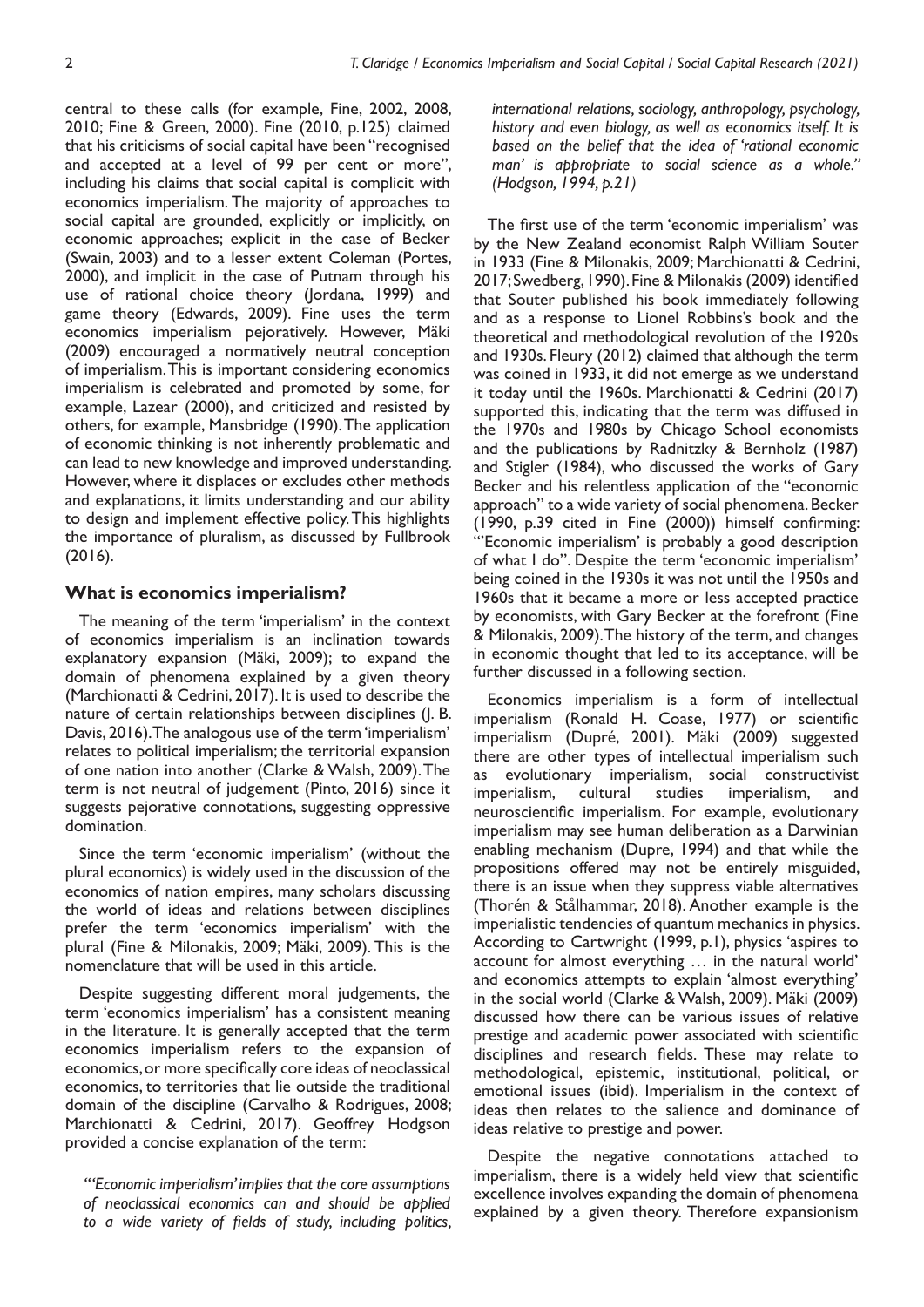central to these calls (for example, Fine, 2002, 2008, 2010; Fine & Green, 2000). Fine (2010, p.125) claimed that his criticisms of social capital have been "recognised and accepted at a level of 99 per cent or more", including his claims that social capital is complicit with economics imperialism. The majority of approaches to social capital are grounded, explicitly or implicitly, on economic approaches; explicit in the case of Becker (Swain, 2003) and to a lesser extent Coleman (Portes, 2000), and implicit in the case of Putnam through his use of rational choice theory (Jordana, 1999) and game theory (Edwards, 2009). Fine uses the term economics imperialism pejoratively. However, Mäki (2009) encouraged a normatively neutral conception of imperialism. This is important considering economics imperialism is celebrated and promoted by some, for example, Lazear (2000), and criticized and resisted by others, for example, Mansbridge (1990). The application of economic thinking is not inherently problematic and can lead to new knowledge and improved understanding. However, where it displaces or excludes other methods and explanations, it limits understanding and our ability to design and implement effective policy. This highlights the importance of pluralism, as discussed by Fullbrook (2016).

## What is economics imperialism?

The meaning of the term 'imperialism' in the context of economics imperialism is an inclination towards explanatory expansion (Mäki, 2009); to expand the domain of phenomena explained by a given theory (Marchionatti & Cedrini, 2017). It is used to describe the nature of certain relationships between disciplines (J. B. Davis, 2016). The analogous use of the term 'imperialism' relates to political imperialism; the territorial expansion of one nation into another (Clarke & Walsh, 2009). The term is not neutral of judgement (Pinto, 2016) since it suggests pejorative connotations, suggesting oppressive domination.

Since the term 'economic imperialism' (without the plural economics) is widely used in the discussion of the economics of nation empires, many scholars discussing the world of ideas and relations between disciplines prefer the term 'economics imperialism' with the plural (Fine & Milonakis, 2009; Mäki, 2009). This is the nomenclature that will be used in this article.

Despite suggesting different moral judgements, the term 'economics imperialism' has a consistent meaning in the literature. It is generally accepted that the term economics imperialism refers to the expansion of economics, or more specifically core ideas of neoclassical economics, to territories that lie outside the traditional domain of the discipline (Carvalho & Rodrigues, 2008; Marchionatti & Cedrini, 2017). Geoffrey Hodgson provided a concise explanation of the term:

*"'Economic imperialism' implies that the core assumptions of neoclassical economics can and should be applied to a wide variety of fields of study, including politics, international relations, sociology, anthropology, psychology, history and even biology, as well as economics itself. It is based on the belief that the idea of 'rational economic man' is appropriate to social science as a whole." (Hodgson, 1994, p.21)*

The first use of the term 'economic imperialism' was by the New Zealand economist Ralph William Souter in 1933 (Fine & Milonakis, 2009; Marchionatti & Cedrini, 2017; Swedberg, 1990). Fine & Milonakis (2009) identified that Souter published his book immediately following and as a response to Lionel Robbins's book and the theoretical and methodological revolution of the 1920s and 1930s. Fleury (2012) claimed that although the term was coined in 1933, it did not emerge as we understand it today until the 1960s. Marchionatti & Cedrini (2017) supported this, indicating that the term was diffused in the 1970s and 1980s by Chicago School economists and the publications by Radnitzky & Bernholz (1987) and Stigler (1984), who discussed the works of Gary Becker and his relentless application of the "economic approach" to a wide variety of social phenomena. Becker (1990, p.39 cited in Fine (2000)) himself confirming: "'Economic imperialism' is probably a good description of what I do". Despite the term 'economic imperialism' being coined in the 1930s it was not until the 1950s and 1960s that it became a more or less accepted practice by economists, with Gary Becker at the forefront (Fine & Milonakis, 2009). The history of the term, and changes in economic thought that led to its acceptance, will be further discussed in a following section.

Economics imperialism is a form of intellectual imperialism (Ronald H. Coase, 1977) or scientific imperialism (Dupré, 2001). Mäki (2009) suggested there are other types of intellectual imperialism such as evolutionary imperialism, social constructivist imperialism, cultural studies imperialism, and neuroscientific imperialism. For example, evolutionary imperialism may see human deliberation as a Darwinian enabling mechanism (Dupre, 1994) and that while the propositions offered may not be entirely misguided, there is an issue when they suppress viable alternatives (Thorén & Stålhammar, 2018). Another example is the imperialistic tendencies of quantum mechanics in physics. According to Cartwright (1999, p.1), physics 'aspires to account for almost everything … in the natural world' and economics attempts to explain 'almost everything' in the social world (Clarke & Walsh, 2009). Mäki (2009) discussed how there can be various issues of relative prestige and academic power associated with scientific disciplines and research fields. These may relate to methodological, epistemic, institutional, political, or emotional issues (ibid). Imperialism in the context of ideas then relates to the salience and dominance of ideas relative to prestige and power.

Despite the negative connotations attached to imperialism, there is a widely held view that scientific excellence involves expanding the domain of phenomena explained by a given theory. Therefore expansionism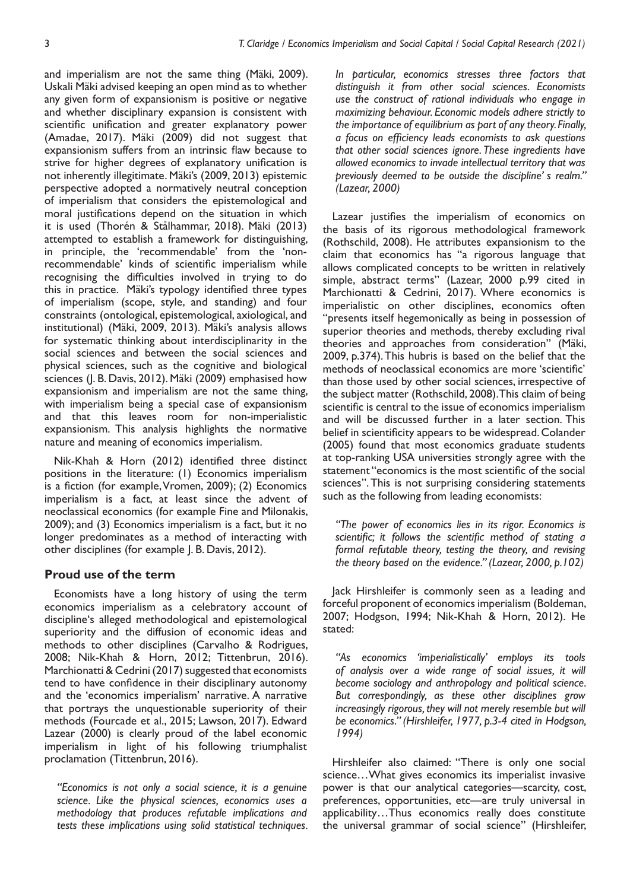and imperialism are not the same thing (Mäki, 2009). Uskali Mäki advised keeping an open mind as to whether any given form of expansionism is positive or negative and whether disciplinary expansion is consistent with scientific unification and greater explanatory power (Amadae, 2017). Mäki (2009) did not suggest that expansionism suffers from an intrinsic flaw because to strive for higher degrees of explanatory unification is not inherently illegitimate. Mäki's (2009, 2013) epistemic perspective adopted a normatively neutral conception of imperialism that considers the epistemological and moral justifications depend on the situation in which it is used (Thorén & Stålhammar, 2018). Mäki (2013) attempted to establish a framework for distinguishing, in principle, the 'recommendable' from the 'non-recommendable' kinds of scientific imperialism while recognising the difficulties involved in trying to do this in practice. Mäki's typology identified three types of imperialism (scope, style, and standing) and four constraints (ontological, epistemological, axiological, and institutional) (Mäki, 2009, 2013). Mäki's analysis allows for systematic thinking about interdisciplinarity in the social sciences and between the social sciences and physical sciences, such as the cognitive and biological sciences (J. B. Davis, 2012). Mäki (2009) emphasised how expansionism and imperialism are not the same thing, with imperialism being a special case of expansionism and that this leaves room for non-imperialistic expansionism. This analysis highlights the normative nature and meaning of economics imperialism.

Nik-Khah & Horn (2012) identified three distinct positions in the literature: (1) Economics imperialism is a fiction (for example, Vromen, 2009); (2) Economics imperialism is a fact, at least since the advent of neoclassical economics (for example Fine and Milonakis, 2009); and (3) Economics imperialism is a fact, but it no longer predominates as a method of interacting with other disciplines (for example J. B. Davis, 2012).

## Proud use of the term

Economists have a long history of using the term economics imperialism as a celebratory account of discipline's alleged methodological and epistemological superiority and the diffusion of economic ideas and methods to other disciplines (Carvalho & Rodrigues, 2008; Nik-Khah & Horn, 2012; Tittenbrun, 2016). Marchionatti & Cedrini (2017) suggested that economists tend to have confidence in their disciplinary autonomy and the 'economics imperialism' narrative. A narrative that portrays the unquestionable superiority of their methods (Fourcade et al., 2015; Lawson, 2017). Edward Lazear (2000) is clearly proud of the label economic imperialism in light of his following triumphalist proclamation (Tittenbrun, 2016).

*"Economics is not only a social science, it is a genuine science. Like the physical sciences, economics uses a methodology that produces refutable implications and tests these implications using solid statistical techniques. In particular, economics stresses three factors that distinguish it from other social sciences. Economists use the construct of rational individuals who engage in maximizing behaviour. Economic models adhere strictly to the importance of equilibrium as part of any theory. Finally, a focus on efficiency leads economists to ask questions that other social sciences ignore. These ingredients have allowed economics to invade intellectual territory that was previously deemed to be outside the discipline' s realm." (Lazear, 2000)*

Lazear justifies the imperialism of economics on the basis of its rigorous methodological framework (Rothschild, 2008). He attributes expansionism to the claim that economics has "a rigorous language that allows complicated concepts to be written in relatively simple, abstract terms" (Lazear, 2000 p.99 cited in Marchionatti & Cedrini, 2017). Where economics is imperialistic on other disciplines, economics often "presents itself hegemonically as being in possession of superior theories and methods, thereby excluding rival theories and approaches from consideration" (Mäki, 2009, p.374). This hubris is based on the belief that the methods of neoclassical economics are more 'scientific' than those used by other social sciences, irrespective of the subject matter (Rothschild, 2008). This claim of being scientific is central to the issue of economics imperialism and will be discussed further in a later section. This belief in scientificity appears to be widespread. Colander (2005) found that most economics graduate students at top-ranking USA universities strongly agree with the statement "economics is the most scientific of the social sciences". This is not surprising considering statements such as the following from leading economists:

*"The power of economics lies in its rigor. Economics is scientific; it follows the scientific method of stating a formal refutable theory, testing the theory, and revising the theory based on the evidence." (Lazear, 2000, p.102)*

Jack Hirshleifer is commonly seen as a leading and forceful proponent of economics imperialism (Boldeman, 2007; Hodgson, 1994; Nik-Khah & Horn, 2012). He stated:

*"As economics 'imperialistically' employs its tools of analysis over a wide range of social issues, it will become sociology and anthropology and political science. But correspondingly, as these other disciplines grow increasingly rigorous, they will not merely resemble but will be economics." (Hirshleifer, 1977, p.3-4 cited in Hodgson, 1994)*

Hirshleifer also claimed: "There is only one social science…What gives economics its imperialist invasive power is that our analytical categories—scarcity, cost, preferences, opportunities, etc—are truly universal in applicability…Thus economics really does constitute the universal grammar of social science" (Hirshleifer,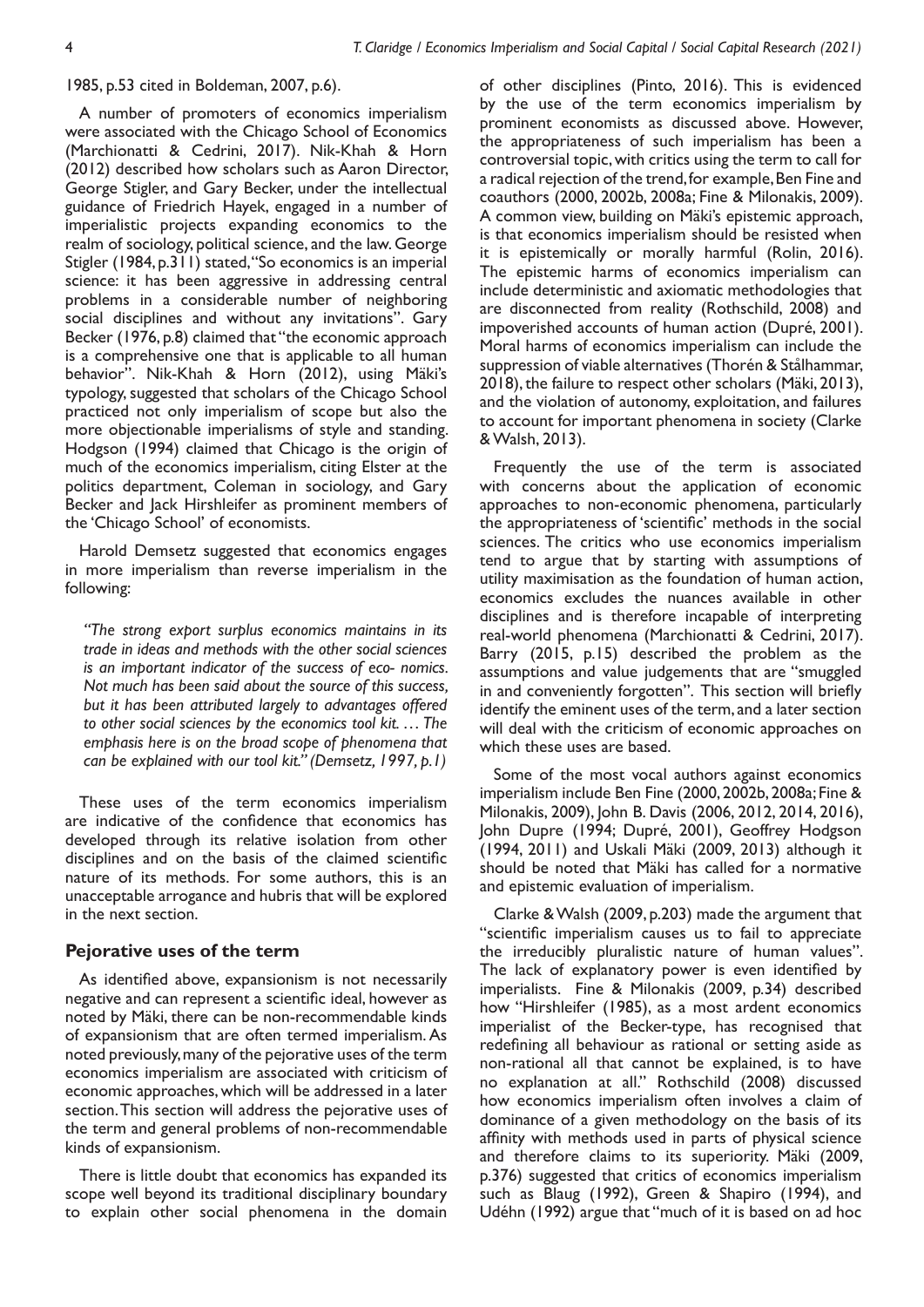1985, p.53 cited in Boldeman, 2007, p.6).

A number of promoters of economics imperialism were associated with the Chicago School of Economics (Marchionatti & Cedrini, 2017). Nik-Khah & Horn (2012) described how scholars such as Aaron Director, George Stigler, and Gary Becker, under the intellectual guidance of Friedrich Hayek, engaged in a number of imperialistic projects expanding economics to the realm of sociology, political science, and the law. George Stigler (1984, p.311) stated, "So economics is an imperial science: it has been aggressive in addressing central problems in a considerable number of neighboring social disciplines and without any invitations". Gary Becker (1976, p.8) claimed that "the economic approach is a comprehensive one that is applicable to all human behavior". Nik-Khah & Horn (2012), using Mäki's typology, suggested that scholars of the Chicago School practiced not only imperialism of scope but also the more objectionable imperialisms of style and standing. Hodgson (1994) claimed that Chicago is the origin of much of the economics imperialism, citing Elster at the politics department, Coleman in sociology, and Gary Becker and Jack Hirshleifer as prominent members of the 'Chicago School' of economists.

Harold Demsetz suggested that economics engages in more imperialism than reverse imperialism in the following:

> *"The strong export surplus economics maintains in its trade in ideas and methods with the other social sciences is an important indicator of the success of eco- nomics. Not much has been said about the source of this success, but it has been attributed largely to advantages offered to other social sciences by the economics tool kit. … The emphasis here is on the broad scope of phenomena that can be explained with our tool kit." (Demsetz, 1997, p.1)*

These uses of the term economics imperialism are indicative of the confidence that economics has developed through its relative isolation from other disciplines and on the basis of the claimed scientific nature of its methods. For some authors, this is an unacceptable arrogance and hubris that will be explored in the next section.

## Pejorative uses of the term

As identified above, expansionism is not necessarily negative and can represent a scientific ideal, however as noted by Mäki, there can be non-recommendable kinds of expansionism that are often termed imperialism. As noted previously, many of the pejorative uses of the term economics imperialism are associated with criticism of economic approaches, which will be addressed in a later section. This section will address the pejorative uses of the term and general problems of non-recommendable kinds of expansionism.

There is little doubt that economics has expanded its scope well beyond its traditional disciplinary boundary to explain other social phenomena in the domain of other disciplines (Pinto, 2016). This is evidenced by the use of the term economics imperialism by prominent economists as discussed above. However, the appropriateness of such imperialism has been a controversial topic, with critics using the term to call for a radical rejection of the trend, for example, Ben Fine and coauthors (2000, 2002b, 2008a; Fine & Milonakis, 2009). A common view, building on Mäki's epistemic approach, is that economics imperialism should be resisted when it is epistemically or morally harmful (Rolin, 2016). The epistemic harms of economics imperialism can include deterministic and axiomatic methodologies that are disconnected from reality (Rothschild, 2008) and impoverished accounts of human action (Dupré, 2001). Moral harms of economics imperialism can include the suppression of viable alternatives (Thorén & Stålhammar, 2018), the failure to respect other scholars (Mäki, 2013), and the violation of autonomy, exploitation, and failures to account for important phenomena in society (Clarke & Walsh, 2013).

Frequently the use of the term is associated with concerns about the application of economic approaches to non-economic phenomena, particularly the appropriateness of 'scientific' methods in the social sciences. The critics who use economics imperialism tend to argue that by starting with assumptions of utility maximisation as the foundation of human action, economics excludes the nuances available in other disciplines and is therefore incapable of interpreting real-world phenomena (Marchionatti & Cedrini, 2017). Barry (2015, p.15) described the problem as the assumptions and value judgements that are "smuggled in and conveniently forgotten". This section will briefly identify the eminent uses of the term, and a later section will deal with the criticism of economic approaches on which these uses are based.

Some of the most vocal authors against economics imperialism include Ben Fine (2000, 2002b, 2008a; Fine & Milonakis, 2009), John B. Davis (2006, 2012, 2014, 2016), John Dupre (1994; Dupré, 2001), Geoffrey Hodgson (1994, 2011) and Uskali Mäki (2009, 2013) although it should be noted that Mäki has called for a normative and epistemic evaluation of imperialism.

Clarke & Walsh (2009, p.203) made the argument that "scientific imperialism causes us to fail to appreciate the irreducibly pluralistic nature of human values". The lack of explanatory power is even identified by imperialists. Fine & Milonakis (2009, p.34) described how "Hirshleifer (1985), as a most ardent economics imperialist of the Becker-type, has recognised that redefining all behaviour as rational or setting aside as non-rational all that cannot be explained, is to have no explanation at all." Rothschild (2008) discussed how economics imperialism often involves a claim of dominance of a given methodology on the basis of its affinity with methods used in parts of physical science and therefore claims to its superiority. Mäki (2009, p.376) suggested that critics of economics imperialism such as Blaug (1992), Green & Shapiro (1994), and Udéhn (1992) argue that "much of it is based on ad hoc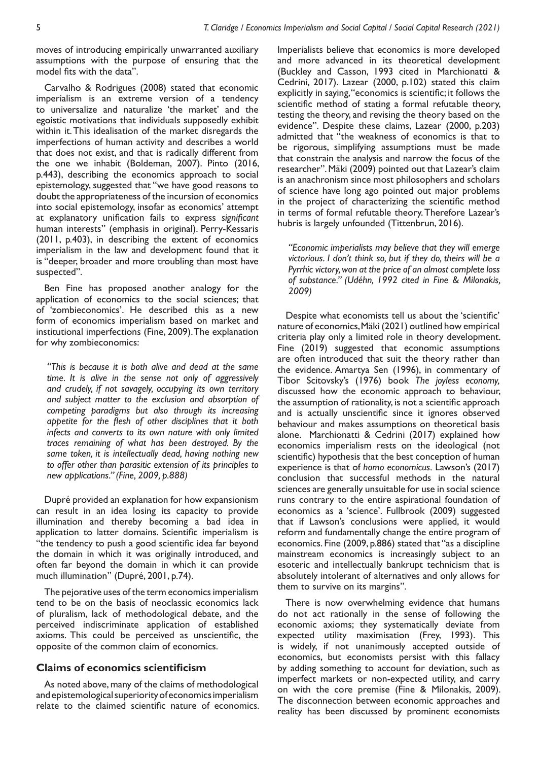moves of introducing empirically unwarranted auxiliary assumptions with the purpose of ensuring that the model fits with the data".

Carvalho & Rodrigues (2008) stated that economic imperialism is an extreme version of a tendency to universalize and naturalize 'the market' and the egoistic motivations that individuals supposedly exhibit within it. This idealisation of the market disregards the imperfections of human activity and describes a world that does not exist, and that is radically different from the one we inhabit (Boldeman, 2007). Pinto (2016, p.443), describing the economics approach to social epistemology, suggested that "we have good reasons to doubt the appropriateness of the incursion of economics into social epistemology, insofar as economics' attempt at explanatory unification fails to express *significant* human interests" (emphasis in original). Perry-Kessaris (2011, p.403), in describing the extent of economics imperialism in the law and development found that it is "deeper, broader and more troubling than most have suspected".

Ben Fine has proposed another analogy for the application of economics to the social sciences; that of 'zombieconomics'. He described this as a new form of economics imperialism based on market and institutional imperfections (Fine, 2009). The explanation for why zombieconomics:

> *"This is because it is both alive and dead at the same time. It is alive in the sense not only of aggressively and crudely, if not savagely, occupying its own territory and subject matter to the exclusion and absorption of competing paradigms but also through its increasing appetite for the flesh of other disciplines that it both infects and converts to its own nature with only limited traces remaining of what has been destroyed. By the same token, it is intellectually dead, having nothing new to offer other than parasitic extension of its principles to new applications." (Fine, 2009, p.888)*

Dupré provided an explanation for how expansionism can result in an idea losing its capacity to provide illumination and thereby becoming a bad idea in application to latter domains. Scientific imperialism is "the tendency to push a good scientific idea far beyond the domain in which it was originally introduced, and often far beyond the domain in which it can provide much illumination" (Dupré, 2001, p.74).

The pejorative uses of the term economics imperialism tend to be on the basis of neoclassic economics lack of pluralism, lack of methodological debate, and the perceived indiscriminate application of established axioms. This could be perceived as unscientific, the opposite of the common claim of economics.

## Claims of economics scientificism

As noted above, many of the claims of methodological and epistemological superiority of economics imperialism relate to the claimed scientific nature of economics. Imperialists believe that economics is more developed and more advanced in its theoretical development (Buckley and Casson, 1993 cited in Marchionatti & Cedrini, 2017). Lazear (2000, p.102) stated this claim explicitly in saying, "economics is scientific; it follows the scientific method of stating a formal refutable theory, testing the theory, and revising the theory based on the evidence". Despite these claims, Lazear (2000, p.203) admitted that "the weakness of economics is that to be rigorous, simplifying assumptions must be made that constrain the analysis and narrow the focus of the researcher". Mäki (2009) pointed out that Lazear's claim is an anachronism since most philosophers and scholars of science have long ago pointed out major problems in the project of characterizing the scientific method in terms of formal refutable theory. Therefore Lazear's hubris is largely unfounded (Tittenbrun, 2016).

> *"Economic imperialists may believe that they will emerge victorious. I don't think so, but if they do, theirs will be a Pyrrhic victory, won at the price of an almost complete loss of substance." (Udéhn, 1992 cited in Fine & Milonakis, 2009)*

Despite what economists tell us about the 'scientific' nature of economics, Mäki (2021) outlined how empirical criteria play only a limited role in theory development. Fine (2019) suggested that economic assumptions are often introduced that suit the theory rather than the evidence. Amartya Sen (1996), in commentary of Tibor Scitovsky's (1976) book *The joyless economy,* discussed how the economic approach to behaviour, the assumption of rationality, is not a scientific approach and is actually unscientific since it ignores observed behaviour and makes assumptions on theoretical basis alone. Marchionatti & Cedrini (2017) explained how economics imperialism rests on the ideological (not scientific) hypothesis that the best conception of human experience is that of *homo economicus*. Lawson's (2017) conclusion that successful methods in the natural sciences are generally unsuitable for use in social science runs contrary to the entire aspirational foundation of economics as a 'science'. Fullbrook (2009) suggested that if Lawson's conclusions were applied, it would reform and fundamentally change the entire program of economics. Fine (2009, p.886) stated that "as a discipline mainstream economics is increasingly subject to an esoteric and intellectually bankrupt technicism that is absolutely intolerant of alternatives and only allows for them to survive on its margins".

There is now overwhelming evidence that humans do not act rationally in the sense of following the economic axioms; they systematically deviate from expected utility maximisation (Frey, 1993). This is widely, if not unanimously accepted outside of economics, but economists persist with this fallacy by adding something to account for deviation, such as imperfect markets or non-expected utility, and carry on with the core premise (Fine & Milonakis, 2009). The disconnection between economic approaches and reality has been discussed by prominent economists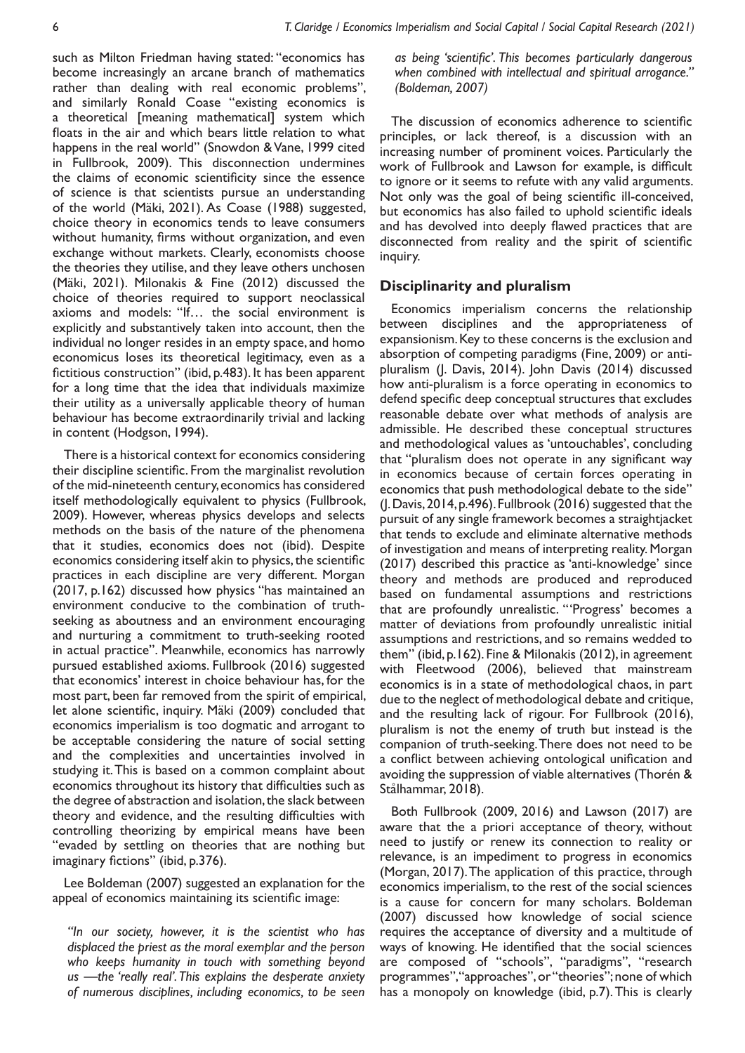such as Milton Friedman having stated: "economics has become increasingly an arcane branch of mathematics rather than dealing with real economic problems", and similarly Ronald Coase "existing economics is a theoretical [meaning mathematical] system which floats in the air and which bears little relation to what happens in the real world" (Snowdon & Vane, 1999 cited in Fullbrook, 2009). This disconnection undermines the claims of economic scientificity since the essence of science is that scientists pursue an understanding of the world (Mäki, 2021). As Coase (1988) suggested, choice theory in economics tends to leave consumers without humanity, firms without organization, and even exchange without markets. Clearly, economists choose the theories they utilise, and they leave others unchosen (Mäki, 2021). Milonakis & Fine (2012) discussed the choice of theories required to support neoclassical axioms and models: "If… the social environment is explicitly and substantively taken into account, then the individual no longer resides in an empty space, and homo economicus loses its theoretical legitimacy, even as a fictitious construction" (ibid, p.483). It has been apparent for a long time that the idea that individuals maximize their utility as a universally applicable theory of human behaviour has become extraordinarily trivial and lacking in content (Hodgson, 1994).

There is a historical context for economics considering their discipline scientific. From the marginalist revolution of the mid-nineteenth century, economics has considered itself methodologically equivalent to physics (Fullbrook, 2009). However, whereas physics develops and selects methods on the basis of the nature of the phenomena that it studies, economics does not (ibid). Despite economics considering itself akin to physics, the scientific practices in each discipline are very different. Morgan (2017, p.162) discussed how physics "has maintained an environment conducive to the combination of truth-seeking as aboutness and an environment encouraging and nurturing a commitment to truth-seeking rooted in actual practice". Meanwhile, economics has narrowly pursued established axioms. Fullbrook (2016) suggested that economics' interest in choice behaviour has, for the most part, been far removed from the spirit of empirical, let alone scientific, inquiry. Mäki (2009) concluded that economics imperialism is too dogmatic and arrogant to be acceptable considering the nature of social setting and the complexities and uncertainties involved in studying it. This is based on a common complaint about economics throughout its history that difficulties such as the degree of abstraction and isolation, the slack between theory and evidence, and the resulting difficulties with controlling theorizing by empirical means have been "evaded by settling on theories that are nothing but imaginary fictions" (ibid, p.376).

Lee Boldeman (2007) suggested an explanation for the appeal of economics maintaining its scientific image:

*"In our society, however, it is the scientist who has displaced the priest as the moral exemplar and the person who keeps humanity in touch with something beyond us —the 'really real'. This explains the desperate anxiety of numerous disciplines, including economics, to be seen as being 'scientific'. This becomes particularly dangerous when combined with intellectual and spiritual arrogance." (Boldeman, 2007)*

The discussion of economics adherence to scientific principles, or lack thereof, is a discussion with an increasing number of prominent voices. Particularly the work of Fullbrook and Lawson for example, is difficult to ignore or it seems to refute with any valid arguments. Not only was the goal of being scientific ill-conceived, but economics has also failed to uphold scientific ideals and has devolved into deeply flawed practices that are disconnected from reality and the spirit of scientific inquiry.

## Disciplinarity and pluralism

Economics imperialism concerns the relationship between disciplines and the appropriateness of expansionism. Key to these concerns is the exclusion and absorption of competing paradigms (Fine, 2009) or anti-pluralism (J. Davis, 2014). John Davis (2014) discussed how anti-pluralism is a force operating in economics to defend specific deep conceptual structures that excludes reasonable debate over what methods of analysis are admissible. He described these conceptual structures and methodological values as 'untouchables', concluding that "pluralism does not operate in any significant way in economics because of certain forces operating in economics that push methodological debate to the side" (J. Davis, 2014, p.496). Fullbrook (2016) suggested that the pursuit of any single framework becomes a straightjacket that tends to exclude and eliminate alternative methods of investigation and means of interpreting reality. Morgan (2017) described this practice as 'anti-knowledge' since theory and methods are produced and reproduced based on fundamental assumptions and restrictions that are profoundly unrealistic. "'Progress' becomes a matter of deviations from profoundly unrealistic initial assumptions and restrictions, and so remains wedded to them" (ibid, p.162). Fine & Milonakis (2012), in agreement with Fleetwood (2006), believed that mainstream economics is in a state of methodological chaos, in part due to the neglect of methodological debate and critique, and the resulting lack of rigour. For Fullbrook (2016), pluralism is not the enemy of truth but instead is the companion of truth-seeking. There does not need to be a conflict between achieving ontological unification and avoiding the suppression of viable alternatives (Thorén & Stålhammar, 2018).

Both Fullbrook (2009, 2016) and Lawson (2017) are aware that the a priori acceptance of theory, without need to justify or renew its connection to reality or relevance, is an impediment to progress in economics (Morgan, 2017). The application of this practice, through economics imperialism, to the rest of the social sciences is a cause for concern for many scholars. Boldeman (2007) discussed how knowledge of social science requires the acceptance of diversity and a multitude of ways of knowing. He identified that the social sciences are composed of "schools", "paradigms", "research programmes", "approaches", or "theories"; none of which has a monopoly on knowledge (ibid, p.7). This is clearly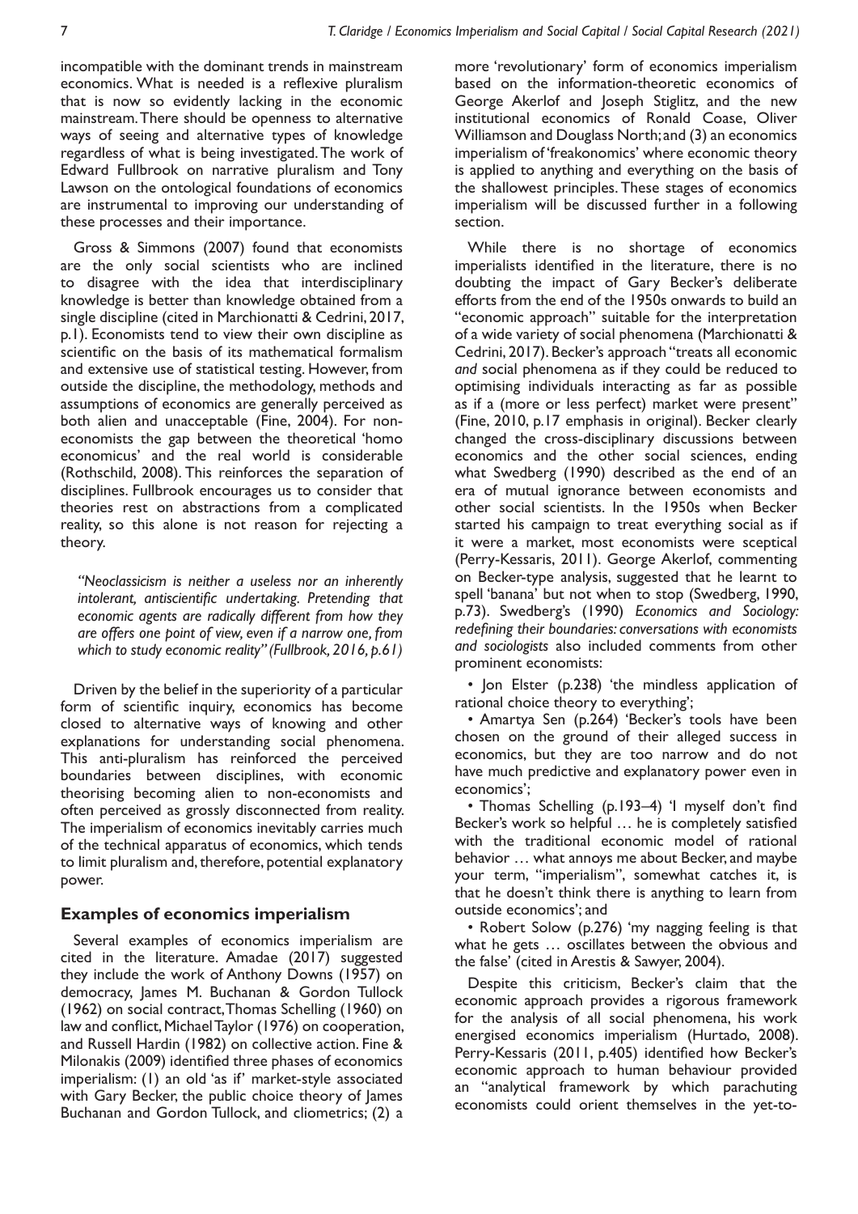incompatible with the dominant trends in mainstream economics. What is needed is a reflexive pluralism that is now so evidently lacking in the economic mainstream. There should be openness to alternative ways of seeing and alternative types of knowledge regardless of what is being investigated. The work of Edward Fullbrook on narrative pluralism and Tony Lawson on the ontological foundations of economics are instrumental to improving our understanding of these processes and their importance.

Gross & Simmons (2007) found that economists are the only social scientists who are inclined to disagree with the idea that interdisciplinary knowledge is better than knowledge obtained from a single discipline (cited in Marchionatti & Cedrini, 2017, p.1). Economists tend to view their own discipline as scientific on the basis of its mathematical formalism and extensive use of statistical testing. However, from outside the discipline, the methodology, methods and assumptions of economics are generally perceived as both alien and unacceptable (Fine, 2004). For non-economists the gap between the theoretical 'homo economicus' and the real world is considerable (Rothschild, 2008). This reinforces the separation of disciplines. Fullbrook encourages us to consider that theories rest on abstractions from a complicated reality, so this alone is not reason for rejecting a theory.

> *"Neoclassicism is neither a useless nor an inherently intolerant, antiscientific undertaking. Pretending that economic agents are radically different from how they are offers one point of view, even if a narrow one, from which to study economic reality" (Fullbrook, 2016, p.61)*

Driven by the belief in the superiority of a particular form of scientific inquiry, economics has become closed to alternative ways of knowing and other explanations for understanding social phenomena. This anti-pluralism has reinforced the perceived boundaries between disciplines, with economic theorising becoming alien to non-economists and often perceived as grossly disconnected from reality. The imperialism of economics inevitably carries much of the technical apparatus of economics, which tends to limit pluralism and, therefore, potential explanatory power.

## Examples of economics imperialism

Several examples of economics imperialism are cited in the literature. Amadae (2017) suggested they include the work of Anthony Downs (1957) on democracy, James M. Buchanan & Gordon Tullock (1962) on social contract, Thomas Schelling (1960) on law and conflict, Michael Taylor (1976) on cooperation, and Russell Hardin (1982) on collective action. Fine & Milonakis (2009) identified three phases of economics imperialism: (1) an old 'as if' market-style associated with Gary Becker, the public choice theory of James Buchanan and Gordon Tullock, and cliometrics; (2) a more 'revolutionary' form of economics imperialism based on the information-theoretic economics of George Akerlof and Joseph Stiglitz, and the new institutional economics of Ronald Coase, Oliver Williamson and Douglass North; and (3) an economics imperialism of 'freakonomics' where economic theory is applied to anything and everything on the basis of the shallowest principles. These stages of economics imperialism will be discussed further in a following section.

While there is no shortage of economics imperialists identified in the literature, there is no doubting the impact of Gary Becker's deliberate efforts from the end of the 1950s onwards to build an "economic approach" suitable for the interpretation of a wide variety of social phenomena (Marchionatti & Cedrini, 2017). Becker's approach "treats all economic *and* social phenomena as if they could be reduced to optimising individuals interacting as far as possible as if a (more or less perfect) market were present" (Fine, 2010, p.17 emphasis in original). Becker clearly changed the cross-disciplinary discussions between economics and the other social sciences, ending what Swedberg (1990) described as the end of an era of mutual ignorance between economists and other social scientists. In the 1950s when Becker started his campaign to treat everything social as if it were a market, most economists were sceptical (Perry-Kessaris, 2011). George Akerlof, commenting on Becker-type analysis, suggested that he learnt to spell 'banana' but not when to stop (Swedberg, 1990, p.73). Swedberg's (1990) *Economics and Sociology: redefining their boundaries: conversations with economists and sociologists* also included comments from other prominent economists:

- Jon Elster (p.238) 'the mindless application of rational choice theory to everything';
- Amartya Sen (p.264) 'Becker's tools have been chosen on the ground of their alleged success in economics, but they are too narrow and do not have much predictive and explanatory power even in economics';
- Thomas Schelling (p.193–4) 'I myself don't find Becker's work so helpful … he is completely satisfied with the traditional economic model of rational behavior … what annoys me about Becker, and maybe your term, "imperialism", somewhat catches it, is that he doesn't think there is anything to learn from outside economics'; and
- Robert Solow (p.276) 'my nagging feeling is that what he gets … oscillates between the obvious and the false' (cited in Arestis & Sawyer, 2004).

Despite this criticism, Becker's claim that the economic approach provides a rigorous framework for the analysis of all social phenomena, his work energised economics imperialism (Hurtado, 2008). Perry-Kessaris (2011, p.405) identified how Becker's economic approach to human behaviour provided an "analytical framework by which parachuting economists could orient themselves in the yet-to-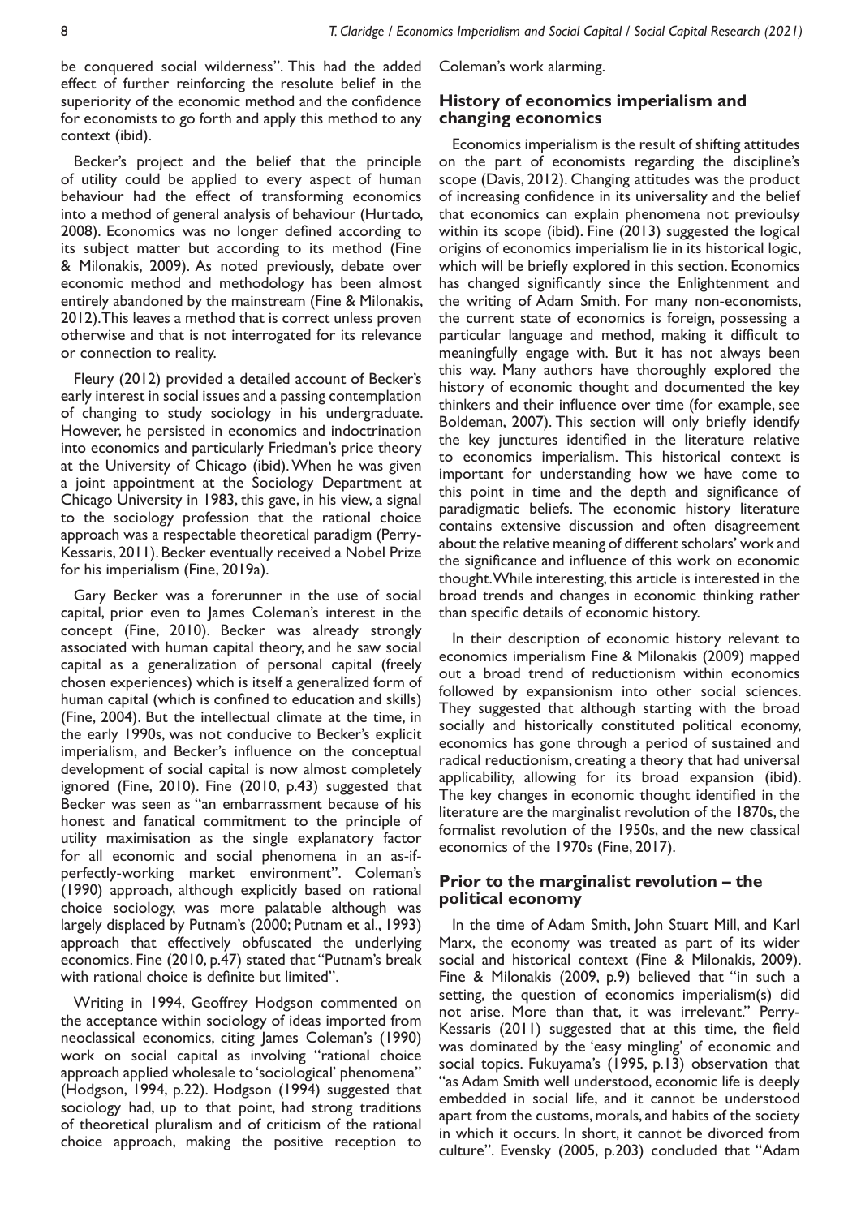be conquered social wilderness". This had the added effect of further reinforcing the resolute belief in the superiority of the economic method and the confidence for economists to go forth and apply this method to any context (ibid).

Becker's project and the belief that the principle of utility could be applied to every aspect of human behaviour had the effect of transforming economics into a method of general analysis of behaviour (Hurtado, 2008). Economics was no longer defined according to its subject matter but according to its method (Fine & Milonakis, 2009). As noted previously, debate over economic method and methodology has been almost entirely abandoned by the mainstream (Fine & Milonakis, 2012). This leaves a method that is correct unless proven otherwise and that is not interrogated for its relevance or connection to reality.

Fleury (2012) provided a detailed account of Becker's early interest in social issues and a passing contemplation of changing to study sociology in his undergraduate. However, he persisted in economics and indoctrination into economics and particularly Friedman's price theory at the University of Chicago (ibid). When he was given a joint appointment at the Sociology Department at Chicago University in 1983, this gave, in his view, a signal to the sociology profession that the rational choice approach was a respectable theoretical paradigm (Perry-Kessaris, 2011). Becker eventually received a Nobel Prize for his imperialism (Fine, 2019a).

Gary Becker was a forerunner in the use of social capital, prior even to James Coleman's interest in the concept (Fine, 2010). Becker was already strongly associated with human capital theory, and he saw social capital as a generalization of personal capital (freely chosen experiences) which is itself a generalized form of human capital (which is confined to education and skills) (Fine, 2004). But the intellectual climate at the time, in the early 1990s, was not conducive to Becker's explicit imperialism, and Becker's influence on the conceptual development of social capital is now almost completely ignored (Fine, 2010). Fine (2010, p.43) suggested that Becker was seen as "an embarrassment because of his honest and fanatical commitment to the principle of utility maximisation as the single explanatory factor for all economic and social phenomena in an as-if-perfectly-working market environment". Coleman's (1990) approach, although explicitly based on rational choice sociology, was more palatable although was largely displaced by Putnam's (2000; Putnam et al., 1993) approach that effectively obfuscated the underlying economics. Fine (2010, p.47) stated that "Putnam's break with rational choice is definite but limited".

Writing in 1994, Geoffrey Hodgson commented on the acceptance within sociology of ideas imported from neoclassical economics, citing James Coleman's (1990) work on social capital as involving "rational choice approach applied wholesale to 'sociological' phenomena" (Hodgson, 1994, p.22). Hodgson (1994) suggested that sociology had, up to that point, had strong traditions of theoretical pluralism and of criticism of the rational choice approach, making the positive reception to Coleman's work alarming.

## History of economics imperialism and changing economics

Economics imperialism is the result of shifting attitudes on the part of economists regarding the discipline's scope (Davis, 2012). Changing attitudes was the product of increasing confidence in its universality and the belief that economics can explain phenomena not previoulsy within its scope (ibid). Fine (2013) suggested the logical origins of economics imperialism lie in its historical logic, which will be briefly explored in this section. Economics has changed significantly since the Enlightenment and the writing of Adam Smith. For many non-economists, the current state of economics is foreign, possessing a particular language and method, making it difficult to meaningfully engage with. But it has not always been this way. Many authors have thoroughly explored the history of economic thought and documented the key thinkers and their influence over time (for example, see Boldeman, 2007). This section will only briefly identify the key junctures identified in the literature relative to economics imperialism. This historical context is important for understanding how we have come to this point in time and the depth and significance of paradigmatic beliefs. The economic history literature contains extensive discussion and often disagreement about the relative meaning of different scholars' work and the significance and influence of this work on economic thought. While interesting, this article is interested in the broad trends and changes in economic thinking rather than specific details of economic history.

In their description of economic history relevant to economics imperialism Fine & Milonakis (2009) mapped out a broad trend of reductionism within economics followed by expansionism into other social sciences. They suggested that although starting with the broad socially and historically constituted political economy, economics has gone through a period of sustained and radical reductionism, creating a theory that had universal applicability, allowing for its broad expansion (ibid). The key changes in economic thought identified in the literature are the marginalist revolution of the 1870s, the formalist revolution of the 1950s, and the new classical economics of the 1970s (Fine, 2017).

## Prior to the marginalist revolution – the political economy

In the time of Adam Smith, John Stuart Mill, and Karl Marx, the economy was treated as part of its wider social and historical context (Fine & Milonakis, 2009). Fine & Milonakis (2009, p.9) believed that "in such a setting, the question of economics imperialism(s) did not arise. More than that, it was irrelevant." Perry-Kessaris (2011) suggested that at this time, the field was dominated by the 'easy mingling' of economic and social topics. Fukuyama's (1995, p.13) observation that "as Adam Smith well understood, economic life is deeply embedded in social life, and it cannot be understood apart from the customs, morals, and habits of the society in which it occurs. In short, it cannot be divorced from culture". Evensky (2005, p.203) concluded that "Adam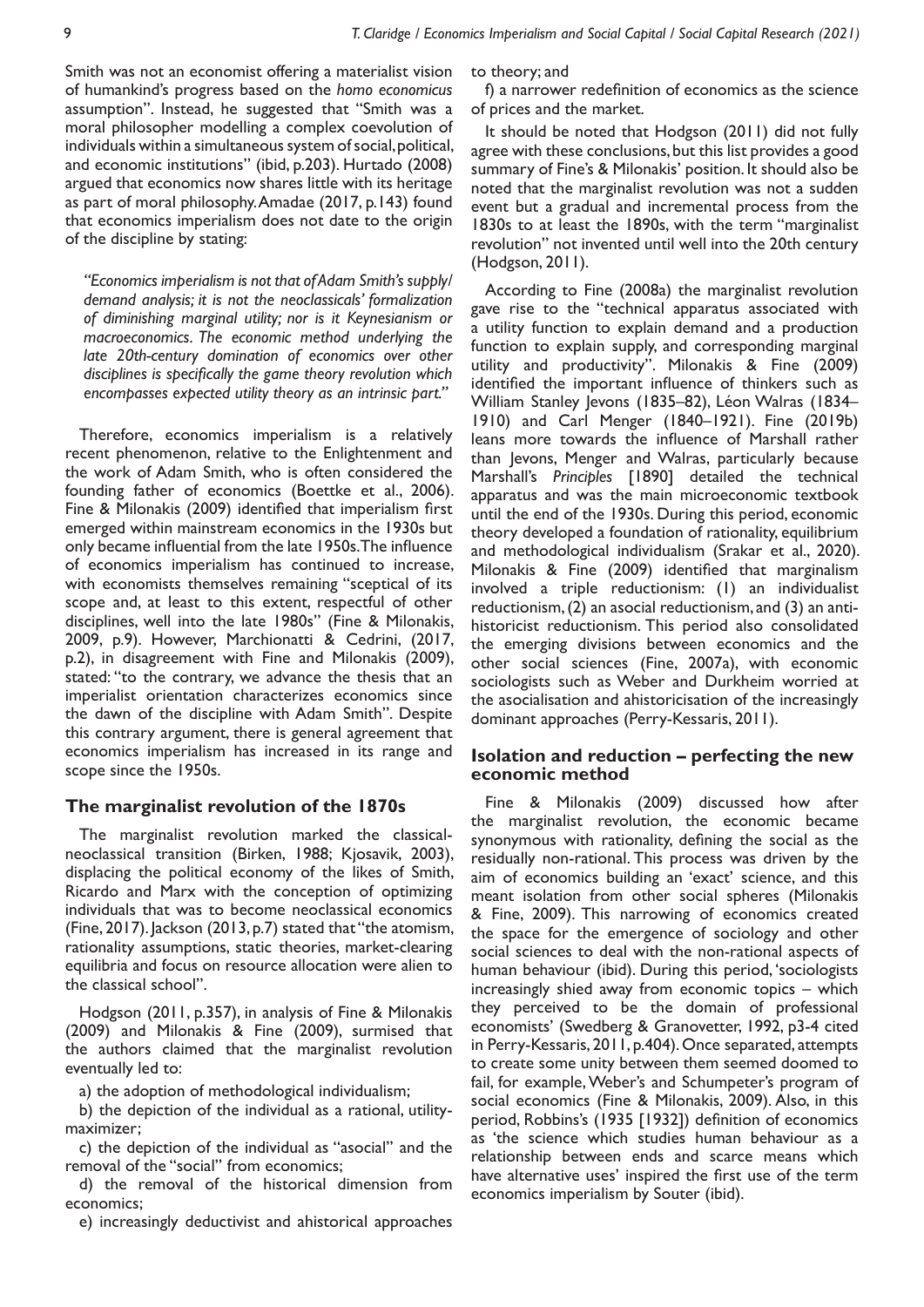Smith was not an economist offering a materialist vision of humankind's progress based on the *homo economicus* assumption". Instead, he suggested that "Smith was a moral philosopher modelling a complex coevolution of individuals within a simultaneous system of social, political, and economic institutions" (ibid, p.203). Hurtado (2008) argued that economics now shares little with its heritage as part of moral philosophy. Amadae (2017, p.143) found that economics imperialism does not date to the origin of the discipline by stating:

> *"Economics imperialism is not that of Adam Smith's supply/demand analysis; it is not the neoclassicals' formalization of diminishing marginal utility; nor is it Keynesianism or macroeconomics. The economic method underlying the late 20th-century domination of economics over other disciplines is specifically the game theory revolution which encompasses expected utility theory as an intrinsic part."*

Therefore, economics imperialism is a relatively recent phenomenon, relative to the Enlightenment and the work of Adam Smith, who is often considered the founding father of economics (Boettke et al., 2006). Fine & Milonakis (2009) identified that imperialism first emerged within mainstream economics in the 1930s but only became influential from the late 1950s. The influence of economics imperialism has continued to increase, with economists themselves remaining "sceptical of its scope and, at least to this extent, respectful of other disciplines, well into the late 1980s" (Fine & Milonakis, 2009, p.9). However, Marchionatti & Cedrini, (2017, p.2), in disagreement with Fine and Milonakis (2009), stated: "to the contrary, we advance the thesis that an imperialist orientation characterizes economics since the dawn of the discipline with Adam Smith". Despite this contrary argument, there is general agreement that economics imperialism has increased in its range and scope since the 1950s.

## The marginalist revolution of the 1870s

The marginalist revolution marked the classical-neoclassical transition (Birken, 1988; Kjosavik, 2003), displacing the political economy of the likes of Smith, Ricardo and Marx with the conception of optimizing individuals that was to become neoclassical economics (Fine, 2017). Jackson (2013, p.7) stated that "the atomism, rationality assumptions, static theories, market-clearing equilibria and focus on resource allocation were alien to the classical school".

Hodgson (2011, p.357), in analysis of Fine & Milonakis (2009) and Milonakis & Fine (2009), surmised that the authors claimed that the marginalist revolution eventually led to:

a) the adoption of methodological individualism;

b) the depiction of the individual as a rational, utility-maximizer;

c) the depiction of the individual as "asocial" and the removal of the "social" from economics;

d) the removal of the historical dimension from economics;

e) increasingly deductivist and ahistorical approaches to theory; and

f) a narrower redefinition of economics as the science of prices and the market.

It should be noted that Hodgson (2011) did not fully agree with these conclusions, but this list provides a good summary of Fine's & Milonakis' position. It should also be noted that the marginalist revolution was not a sudden event but a gradual and incremental process from the 1830s to at least the 1890s, with the term "marginalist revolution" not invented until well into the 20th century (Hodgson, 2011).

According to Fine (2008a) the marginalist revolution gave rise to the "technical apparatus associated with a utility function to explain demand and a production function to explain supply, and corresponding marginal utility and productivity". Milonakis & Fine (2009) identified the important influence of thinkers such as William Stanley Jevons (1835–82), Léon Walras (1834–1910) and Carl Menger (1840–1921). Fine (2019b) leans more towards the influence of Marshall rather than Jevons, Menger and Walras, particularly because Marshall's *Principles* [1890] detailed the technical apparatus and was the main microeconomic textbook until the end of the 1930s. During this period, economic theory developed a foundation of rationality, equilibrium and methodological individualism (Srakar et al., 2020). Milonakis & Fine (2009) identified that marginalism involved a triple reductionism: (1) an individualist reductionism, (2) an asocial reductionism, and (3) an anti-historicist reductionism. This period also consolidated the emerging divisions between economics and the other social sciences (Fine, 2007a), with economic sociologists such as Weber and Durkheim worried at the asocialisation and ahistoricisation of the increasingly dominant approaches (Perry-Kessaris, 2011).

## Isolation and reduction – perfecting the new economic method

Fine & Milonakis (2009) discussed how after the marginalist revolution, the economic became synonymous with rationality, defining the social as the residually non-rational. This process was driven by the aim of economics building an 'exact' science, and this meant isolation from other social spheres (Milonakis & Fine, 2009). This narrowing of economics created the space for the emergence of sociology and other social sciences to deal with the non-rational aspects of human behaviour (ibid). During this period, 'sociologists increasingly shied away from economic topics – which they perceived to be the domain of professional economists' (Swedberg & Granovetter, 1992, p3-4 cited in Perry-Kessaris, 2011, p.404). Once separated, attempts to create some unity between them seemed doomed to fail, for example, Weber's and Schumpeter's program of social economics (Fine & Milonakis, 2009). Also, in this period, Robbins's (1935 [1932]) definition of economics as 'the science which studies human behaviour as a relationship between ends and scarce means which have alternative uses' inspired the first use of the term economics imperialism by Souter (ibid).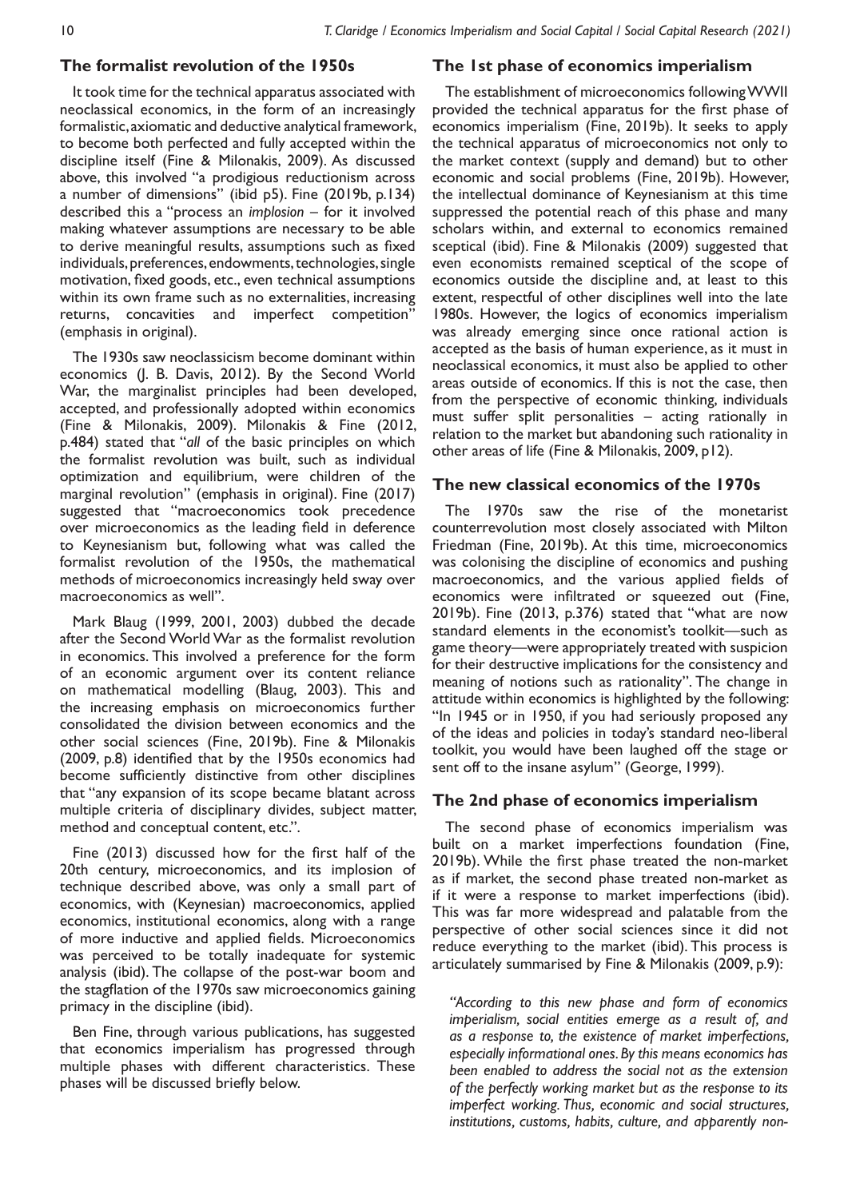## The formalist revolution of the 1950s

It took time for the technical apparatus associated with neoclassical economics, in the form of an increasingly formalistic, axiomatic and deductive analytical framework, to become both perfected and fully accepted within the discipline itself (Fine & Milonakis, 2009). As discussed above, this involved "a prodigious reductionism across a number of dimensions" (ibid p5). Fine (2019b, p.134) described this a "process an *implosion* – for it involved making whatever assumptions are necessary to be able to derive meaningful results, assumptions such as fixed individuals, preferences, endowments, technologies, single motivation, fixed goods, etc., even technical assumptions within its own frame such as no externalities, increasing returns, concavities and imperfect competition" (emphasis in original).

The 1930s saw neoclassicism become dominant within economics (J. B. Davis, 2012). By the Second World War, the marginalist principles had been developed, accepted, and professionally adopted within economics (Fine & Milonakis, 2009). Milonakis & Fine (2012, p.484) stated that "*all* of the basic principles on which the formalist revolution was built, such as individual optimization and equilibrium, were children of the marginal revolution" (emphasis in original). Fine (2017) suggested that "macroeconomics took precedence over microeconomics as the leading field in deference to Keynesianism but, following what was called the formalist revolution of the 1950s, the mathematical methods of microeconomics increasingly held sway over macroeconomics as well".

Mark Blaug (1999, 2001, 2003) dubbed the decade after the Second World War as the formalist revolution in economics. This involved a preference for the form of an economic argument over its content reliance on mathematical modelling (Blaug, 2003). This and the increasing emphasis on microeconomics further consolidated the division between economics and the other social sciences (Fine, 2019b). Fine & Milonakis (2009, p.8) identified that by the 1950s economics had become sufficiently distinctive from other disciplines that "any expansion of its scope became blatant across multiple criteria of disciplinary divides, subject matter, method and conceptual content, etc.".

Fine (2013) discussed how for the first half of the 20th century, microeconomics, and its implosion of technique described above, was only a small part of economics, with (Keynesian) macroeconomics, applied economics, institutional economics, along with a range of more inductive and applied fields. Microeconomics was perceived to be totally inadequate for systemic analysis (ibid). The collapse of the post-war boom and the stagflation of the 1970s saw microeconomics gaining primacy in the discipline (ibid).

Ben Fine, through various publications, has suggested that economics imperialism has progressed through multiple phases with different characteristics. These phases will be discussed briefly below.

## The 1st phase of economics imperialism

The establishment of microeconomics following WWII provided the technical apparatus for the first phase of economics imperialism (Fine, 2019b). It seeks to apply the technical apparatus of microeconomics not only to the market context (supply and demand) but to other economic and social problems (Fine, 2019b). However, the intellectual dominance of Keynesianism at this time suppressed the potential reach of this phase and many scholars within, and external to economics remained sceptical (ibid). Fine & Milonakis (2009) suggested that even economists remained sceptical of the scope of economics outside the discipline and, at least to this extent, respectful of other disciplines well into the late 1980s. However, the logics of economics imperialism was already emerging since once rational action is accepted as the basis of human experience, as it must in neoclassical economics, it must also be applied to other areas outside of economics. If this is not the case, then from the perspective of economic thinking, individuals must suffer split personalities – acting rationally in relation to the market but abandoning such rationality in other areas of life (Fine & Milonakis, 2009, p12).

## The new classical economics of the 1970s

The 1970s saw the rise of the monetarist counterrevolution most closely associated with Milton Friedman (Fine, 2019b). At this time, microeconomics was colonising the discipline of economics and pushing macroeconomics, and the various applied fields of economics were infiltrated or squeezed out (Fine, 2019b). Fine (2013, p.376) stated that "what are now standard elements in the economist's toolkit—such as game theory—were appropriately treated with suspicion for their destructive implications for the consistency and meaning of notions such as rationality". The change in attitude within economics is highlighted by the following: "In 1945 or in 1950, if you had seriously proposed any of the ideas and policies in today's standard neo-liberal toolkit, you would have been laughed off the stage or sent off to the insane asylum" (George, 1999).

## The 2nd phase of economics imperialism

The second phase of economics imperialism was built on a market imperfections foundation (Fine, 2019b). While the first phase treated the non-market as if market, the second phase treated non-market as if it were a response to market imperfections (ibid). This was far more widespread and palatable from the perspective of other social sciences since it did not reduce everything to the market (ibid). This process is articulately summarised by Fine & Milonakis (2009, p.9):

*"According to this new phase and form of economics imperialism, social entities emerge as a result of, and as a response to, the existence of market imperfections, especially informational ones. By this means economics has been enabled to address the social not as the extension of the perfectly working market but as the response to its imperfect working. Thus, economic and social structures, institutions, customs, habits, culture, and apparently non-*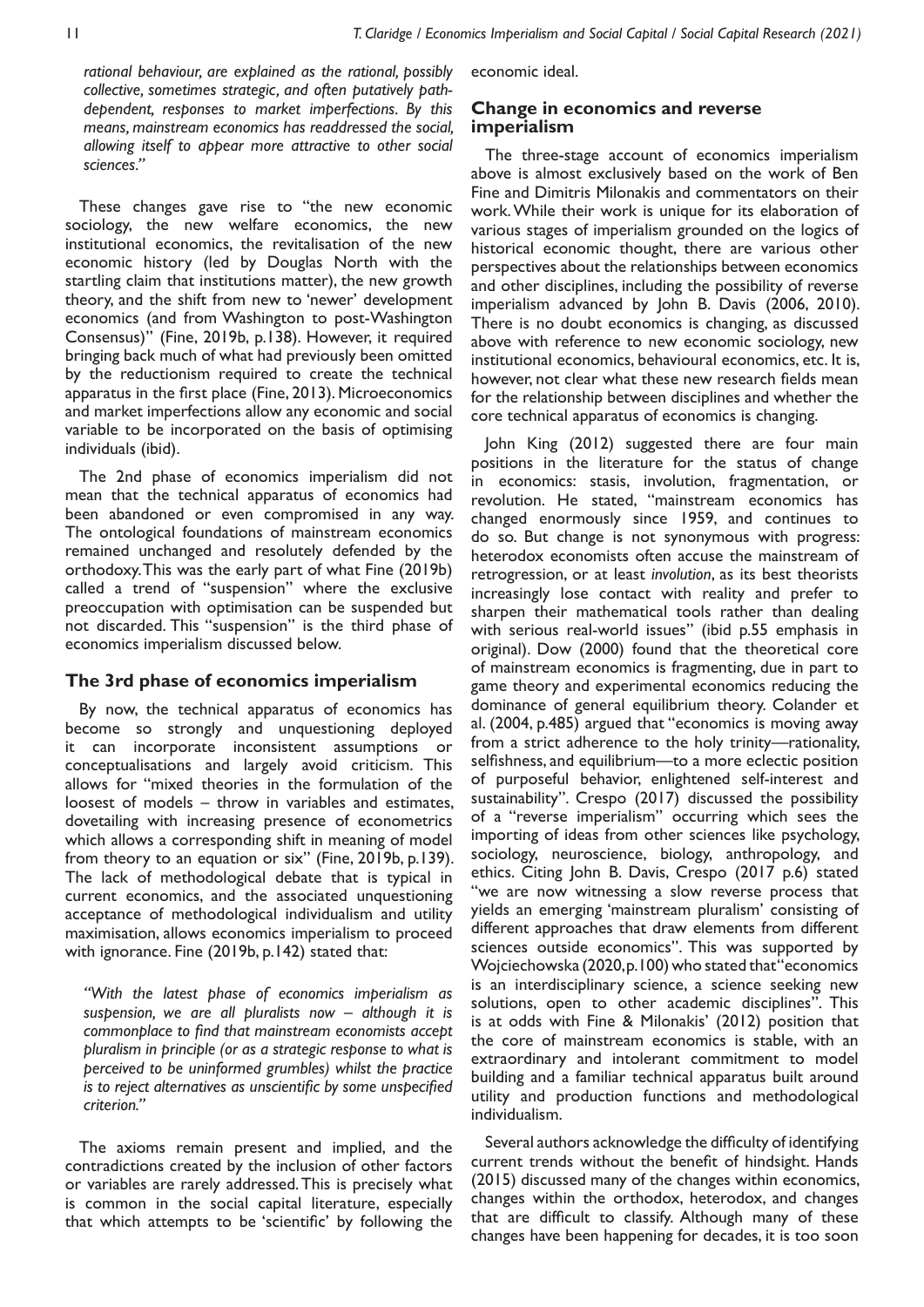*rational behaviour, are explained as the rational, possibly collective, sometimes strategic, and often putatively path-dependent, responses to market imperfections. By this means, mainstream economics has readdressed the social, allowing itself to appear more attractive to other social sciences."*

These changes gave rise to "the new economic sociology, the new welfare economics, the new institutional economics, the revitalisation of the new economic history (led by Douglas North with the startling claim that institutions matter), the new growth theory, and the shift from new to 'newer' development economics (and from Washington to post-Washington Consensus)" (Fine, 2019b, p.138). However, it required bringing back much of what had previously been omitted by the reductionism required to create the technical apparatus in the first place (Fine, 2013). Microeconomics and market imperfections allow any economic and social variable to be incorporated on the basis of optimising individuals (ibid).

The 2nd phase of economics imperialism did not mean that the technical apparatus of economics had been abandoned or even compromised in any way. The ontological foundations of mainstream economics remained unchanged and resolutely defended by the orthodoxy. This was the early part of what Fine (2019b) called a trend of "suspension" where the exclusive preoccupation with optimisation can be suspended but not discarded. This "suspension" is the third phase of economics imperialism discussed below.

## The 3rd phase of economics imperialism

By now, the technical apparatus of economics has become so strongly and unquestioning deployed it can incorporate inconsistent assumptions or conceptualisations and largely avoid criticism. This allows for "mixed theories in the formulation of the loosest of models – throw in variables and estimates, dovetailing with increasing presence of econometrics which allows a corresponding shift in meaning of model from theory to an equation or six" (Fine, 2019b, p.139). The lack of methodological debate that is typical in current economics, and the associated unquestioning acceptance of methodological individualism and utility maximisation, allows economics imperialism to proceed with ignorance. Fine (2019b, p.142) stated that:

*"With the latest phase of economics imperialism as suspension, we are all pluralists now – although it is commonplace to find that mainstream economists accept pluralism in principle (or as a strategic response to what is perceived to be uninformed grumbles) whilst the practice is to reject alternatives as unscientific by some unspecified criterion."*

The axioms remain present and implied, and the contradictions created by the inclusion of other factors or variables are rarely addressed. This is precisely what is common in the social capital literature, especially that which attempts to be 'scientific' by following the economic ideal.

## Change in economics and reverse imperialism

The three-stage account of economics imperialism above is almost exclusively based on the work of Ben Fine and Dimitris Milonakis and commentators on their work. While their work is unique for its elaboration of various stages of imperialism grounded on the logics of historical economic thought, there are various other perspectives about the relationships between economics and other disciplines, including the possibility of reverse imperialism advanced by John B. Davis (2006, 2010). There is no doubt economics is changing, as discussed above with reference to new economic sociology, new institutional economics, behavioural economics, etc. It is, however, not clear what these new research fields mean for the relationship between disciplines and whether the core technical apparatus of economics is changing.

John King (2012) suggested there are four main positions in the literature for the status of change in economics: stasis, involution, fragmentation, or revolution. He stated, "mainstream economics has changed enormously since 1959, and continues to do so. But change is not synonymous with progress: heterodox economists often accuse the mainstream of retrogression, or at least *involution*, as its best theorists increasingly lose contact with reality and prefer to sharpen their mathematical tools rather than dealing with serious real-world issues" (ibid p.55 emphasis in original). Dow (2000) found that the theoretical core of mainstream economics is fragmenting, due in part to game theory and experimental economics reducing the dominance of general equilibrium theory. Colander et al. (2004, p.485) argued that "economics is moving away from a strict adherence to the holy trinity—rationality, selfishness, and equilibrium—to a more eclectic position of purposeful behavior, enlightened self-interest and sustainability". Crespo (2017) discussed the possibility of a "reverse imperialism" occurring which sees the importing of ideas from other sciences like psychology, sociology, neuroscience, biology, anthropology, and ethics. Citing John B. Davis, Crespo (2017 p.6) stated "we are now witnessing a slow reverse process that yields an emerging 'mainstream pluralism' consisting of different approaches that draw elements from different sciences outside economics". This was supported by Wojciechowska (2020, p.100) who stated that "economics is an interdisciplinary science, a science seeking new solutions, open to other academic disciplines". This is at odds with Fine & Milonakis' (2012) position that the core of mainstream economics is stable, with an extraordinary and intolerant commitment to model building and a familiar technical apparatus built around utility and production functions and methodological individualism.

Several authors acknowledge the difficulty of identifying current trends without the benefit of hindsight. Hands (2015) discussed many of the changes within economics, changes within the orthodox, heterodox, and changes that are difficult to classify. Although many of these changes have been happening for decades, it is too soon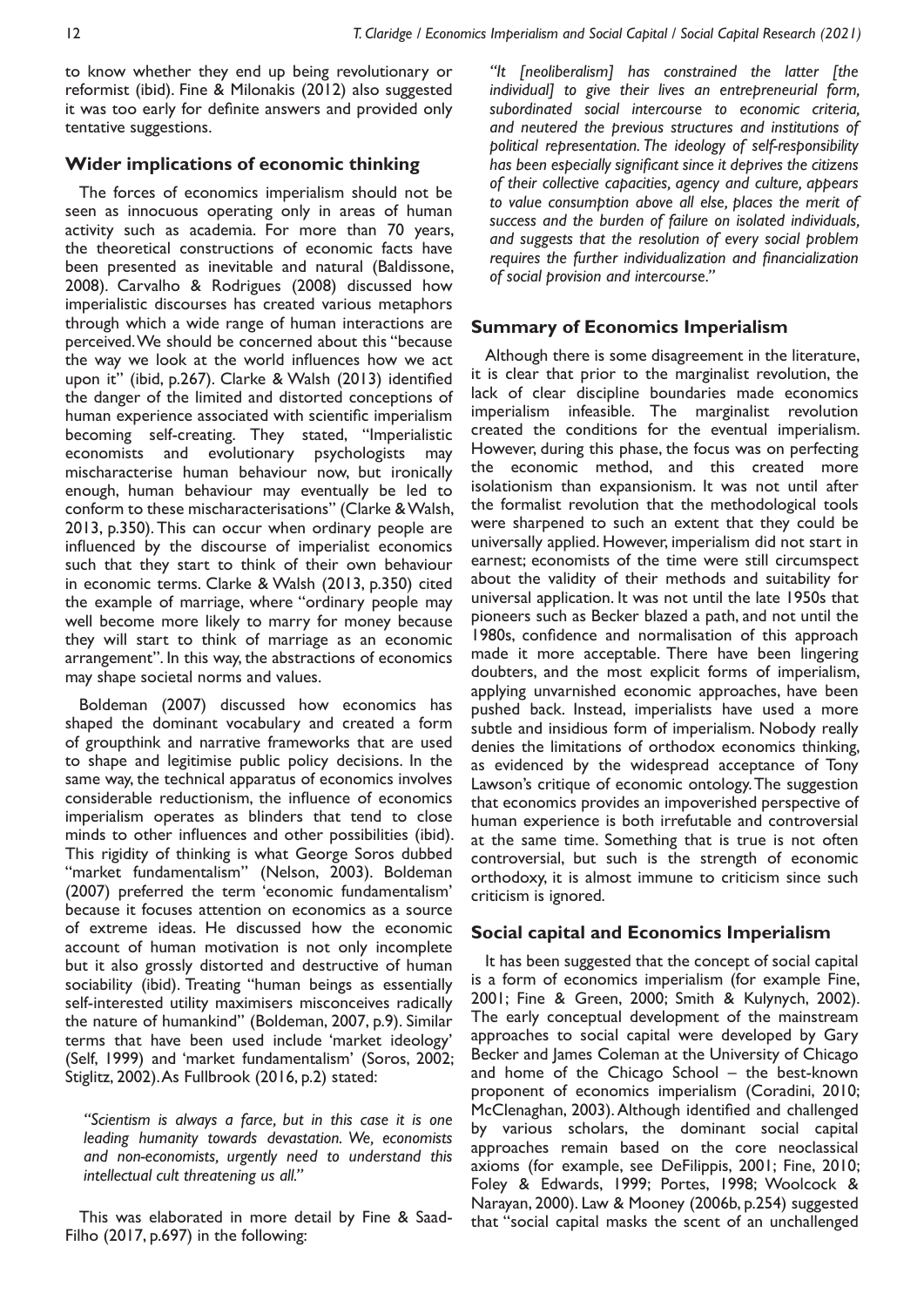to know whether they end up being revolutionary or reformist (ibid). Fine & Milonakis (2012) also suggested it was too early for definite answers and provided only tentative suggestions.

## Wider implications of economic thinking

The forces of economics imperialism should not be seen as innocuous operating only in areas of human activity such as academia. For more than 70 years, the theoretical constructions of economic facts have been presented as inevitable and natural (Baldissone, 2008). Carvalho & Rodrigues (2008) discussed how imperialistic discourses has created various metaphors through which a wide range of human interactions are perceived. We should be concerned about this "because the way we look at the world influences how we act upon it" (ibid, p.267). Clarke & Walsh (2013) identified the danger of the limited and distorted conceptions of human experience associated with scientific imperialism becoming self-creating. They stated, "Imperialistic economists and evolutionary psychologists may mischaracterise human behaviour now, but ironically enough, human behaviour may eventually be led to conform to these mischaracterisations" (Clarke & Walsh, 2013, p.350). This can occur when ordinary people are influenced by the discourse of imperialist economics such that they start to think of their own behaviour in economic terms. Clarke & Walsh (2013, p.350) cited the example of marriage, where "ordinary people may well become more likely to marry for money because they will start to think of marriage as an economic arrangement". In this way, the abstractions of economics may shape societal norms and values.

Boldeman (2007) discussed how economics has shaped the dominant vocabulary and created a form of groupthink and narrative frameworks that are used to shape and legitimise public policy decisions. In the same way, the technical apparatus of economics involves considerable reductionism, the influence of economics imperialism operates as blinders that tend to close minds to other influences and other possibilities (ibid). This rigidity of thinking is what George Soros dubbed "market fundamentalism" (Nelson, 2003). Boldeman (2007) preferred the term 'economic fundamentalism' because it focuses attention on economics as a source of extreme ideas. He discussed how the economic account of human motivation is not only incomplete but it also grossly distorted and destructive of human sociability (ibid). Treating "human beings as essentially self-interested utility maximisers misconceives radically the nature of humankind" (Boldeman, 2007, p.9). Similar terms that have been used include 'market ideology' (Self, 1999) and 'market fundamentalism' (Soros, 2002; Stiglitz, 2002). As Fullbrook (2016, p.2) stated:

> *"Scientism is always a farce, but in this case it is one leading humanity towards devastation. We, economists and non-economists, urgently need to understand this intellectual cult threatening us all."*

This was elaborated in more detail by Fine & Saad-Filho (2017, p.697) in the following:

> *"It [neoliberalism] has constrained the latter [the individual] to give their lives an entrepreneurial form, subordinated social intercourse to economic criteria, and neutered the previous structures and institutions of political representation. The ideology of self-responsibility has been especially significant since it deprives the citizens of their collective capacities, agency and culture, appears to value consumption above all else, places the merit of success and the burden of failure on isolated individuals, and suggests that the resolution of every social problem requires the further individualization and financialization of social provision and intercourse."*

## Summary of Economics Imperialism

Although there is some disagreement in the literature, it is clear that prior to the marginalist revolution, the lack of clear discipline boundaries made economics imperialism infeasible. The marginalist revolution created the conditions for the eventual imperialism. However, during this phase, the focus was on perfecting the economic method, and this created more isolationism than expansionism. It was not until after the formalist revolution that the methodological tools were sharpened to such an extent that they could be universally applied. However, imperialism did not start in earnest; economists of the time were still circumspect about the validity of their methods and suitability for universal application. It was not until the late 1950s that pioneers such as Becker blazed a path, and not until the 1980s, confidence and normalisation of this approach made it more acceptable. There have been lingering doubters, and the most explicit forms of imperialism, applying unvarnished economic approaches, have been pushed back. Instead, imperialists have used a more subtle and insidious form of imperialism. Nobody really denies the limitations of orthodox economics thinking, as evidenced by the widespread acceptance of Tony Lawson's critique of economic ontology. The suggestion that economics provides an impoverished perspective of human experience is both irrefutable and controversial at the same time. Something that is true is not often controversial, but such is the strength of economic orthodoxy, it is almost immune to criticism since such criticism is ignored.

## Social capital and Economics Imperialism

It has been suggested that the concept of social capital is a form of economics imperialism (for example Fine, 2001; Fine & Green, 2000; Smith & Kulynych, 2002). The early conceptual development of the mainstream approaches to social capital were developed by Gary Becker and James Coleman at the University of Chicago and home of the Chicago School – the best-known proponent of economics imperialism (Coradini, 2010; McClenaghan, 2003). Although identified and challenged by various scholars, the dominant social capital approaches remain based on the core neoclassical axioms (for example, see DeFilippis, 2001; Fine, 2010; Foley & Edwards, 1999; Portes, 1998; Woolcock & Narayan, 2000). Law & Mooney (2006b, p.254) suggested that "social capital masks the scent of an unchallenged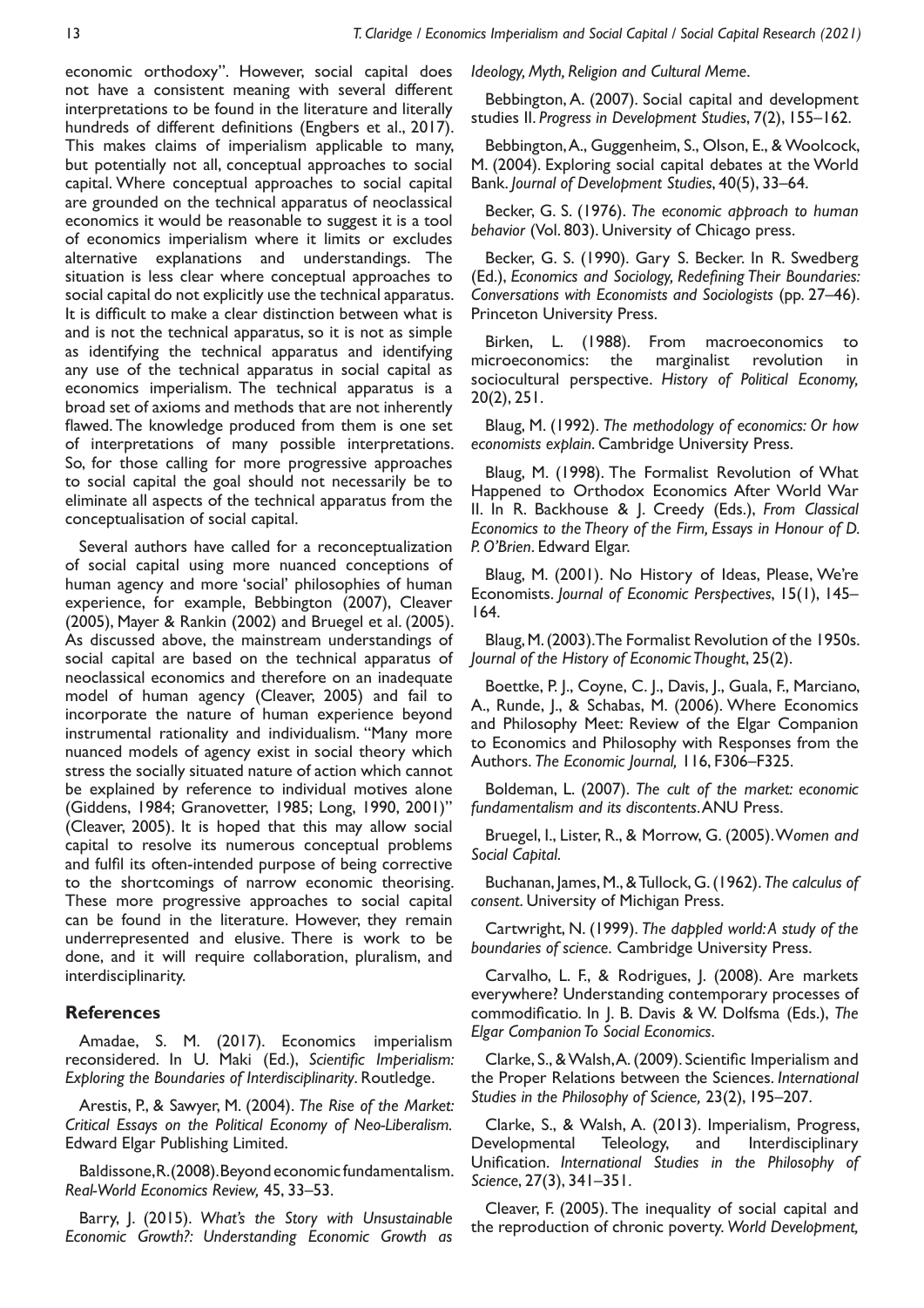economic orthodoxy". However, social capital does not have a consistent meaning with several different interpretations to be found in the literature and literally hundreds of different definitions (Engbers et al., 2017). This makes claims of imperialism applicable to many, but potentially not all, conceptual approaches to social capital. Where conceptual approaches to social capital are grounded on the technical apparatus of neoclassical economics it would be reasonable to suggest it is a tool of economics imperialism where it limits or excludes alternative explanations and understandings. The situation is less clear where conceptual approaches to social capital do not explicitly use the technical apparatus. It is difficult to make a clear distinction between what is and is not the technical apparatus, so it is not as simple as identifying the technical apparatus and identifying any use of the technical apparatus in social capital as economics imperialism. The technical apparatus is a broad set of axioms and methods that are not inherently flawed. The knowledge produced from them is one set of interpretations of many possible interpretations. So, for those calling for more progressive approaches to social capital the goal should not necessarily be to eliminate all aspects of the technical apparatus from the conceptualisation of social capital.

Several authors have called for a reconceptualization of social capital using more nuanced conceptions of human agency and more 'social' philosophies of human experience, for example, Bebbington (2007), Cleaver (2005), Mayer & Rankin (2002) and Bruegel et al. (2005). As discussed above, the mainstream understandings of social capital are based on the technical apparatus of neoclassical economics and therefore on an inadequate model of human agency (Cleaver, 2005) and fail to incorporate the nature of human experience beyond instrumental rationality and individualism. "Many more nuanced models of agency exist in social theory which stress the socially situated nature of action which cannot be explained by reference to individual motives alone (Giddens, 1984; Granovetter, 1985; Long, 1990, 2001)" (Cleaver, 2005). It is hoped that this may allow social capital to resolve its numerous conceptual problems and fulfil its often-intended purpose of being corrective to the shortcomings of narrow economic theorising. These more progressive approaches to social capital can be found in the literature. However, they remain underrepresented and elusive. There is work to be done, and it will require collaboration, pluralism, and interdisciplinarity.

## References

Amadae, S. M. (2017). Economics imperialism reconsidered. In U. Maki (Ed.), *Scientific Imperialism: Exploring the Boundaries of Interdisciplinarity*. Routledge.

Arestis, P., & Sawyer, M. (2004). *The Rise of the Market: Critical Essays on the Political Economy of Neo-Liberalism.* Edward Elgar Publishing Limited.

Baldissone, R. (2008). Beyond economic fundamentalism. *Real-World Economics Review,* 45, 33–53.

Barry, J. (2015). *What's the Story with Unsustainable Economic Growth?: Understanding Economic Growth as Ideology, Myth, Religion and Cultural Meme*.

Bebbington, A. (2007). Social capital and development studies II. *Progress in Development Studies*, 7(2), 155–162.

Bebbington, A., Guggenheim, S., Olson, E., & Woolcock, M. (2004). Exploring social capital debates at the World Bank. *Journal of Development Studies*, 40(5), 33–64.

Becker, G. S. (1976). *The economic approach to human behavior* (Vol. 803). University of Chicago press.

Becker, G. S. (1990). Gary S. Becker. In R. Swedberg (Ed.), *Economics and Sociology, Redefining Their Boundaries: Conversations with Economists and Sociologists* (pp. 27–46). Princeton University Press.

Birken, L. (1988). From macroeconomics to microeconomics: the marginalist revolution in sociocultural perspective. *History of Political Economy,* 20(2), 251.

Blaug, M. (1992). *The methodology of economics: Or how economists explain*. Cambridge University Press.

Blaug, M. (1998). The Formalist Revolution of What Happened to Orthodox Economics After World War II. In R. Backhouse & J. Creedy (Eds.), *From Classical Economics to the Theory of the Firm, Essays in Honour of D. P. O'Brien*. Edward Elgar.

Blaug, M. (2001). No History of Ideas, Please, We're Economists. *Journal of Economic Perspectives*, 15(1), 145–164.

Blaug, M. (2003). The Formalist Revolution of the 1950s. *Journal of the History of Economic Thought*, 25(2).

Boettke, P. J., Coyne, C. J., Davis, J., Guala, F., Marciano, A., Runde, J., & Schabas, M. (2006). Where Economics and Philosophy Meet: Review of the Elgar Companion to Economics and Philosophy with Responses from the Authors. *The Economic Journal,* 116, F306–F325.

Boldeman, L. (2007). *The cult of the market: economic fundamentalism and its discontents*. ANU Press.

Bruegel, I., Lister, R., & Morrow, G. (2005). *Women and Social Capital*.

Buchanan, James, M., & Tullock, G. (1962). *The calculus of consent*. University of Michigan Press.

Cartwright, N. (1999). *The dappled world: A study of the boundaries of science.* Cambridge University Press.

Carvalho, L. F., & Rodrigues, J. (2008). Are markets everywhere? Understanding contemporary processes of commodificatio. In J. B. Davis & W. Dolfsma (Eds.), *The Elgar Companion To Social Economics*.

Clarke, S., & Walsh, A. (2009). Scientific Imperialism and the Proper Relations between the Sciences. *International Studies in the Philosophy of Science,* 23(2), 195–207.

Clarke, S., & Walsh, A. (2013). Imperialism, Progress, Developmental Teleology, and Interdisciplinary Unification. *International Studies in the Philosophy of Science*, 27(3), 341–351.

Cleaver, F. (2005). The inequality of social capital and the reproduction of chronic poverty. *World Development,*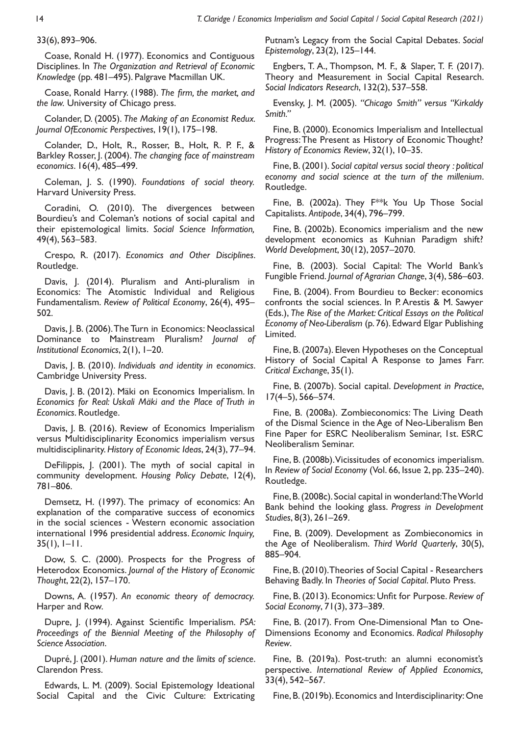33(6), 893–906.

Coase, Ronald H. (1977). Economics and Contiguous Disciplines. In *The Organization and Retrieval of Economic Knowledge* (pp. 481–495). Palgrave Macmillan UK.

Coase, Ronald Harry. (1988). *The firm, the market, and the law.* University of Chicago press.

Colander, D. (2005). *The Making of an Economist Redux. Journal OfEconomic Perspectives*, 19(1), 175–198.

Colander, D., Holt, R., Rosser, B., Holt, R. P. F., & Barkley Rosser, J. (2004). *The changing face of mainstream economics*. 16(4), 485–499.

Coleman, J. S. (1990). *Foundations of social theory.* Harvard University Press.

Coradini, O. (2010). The divergences between Bourdieu's and Coleman's notions of social capital and their epistemological limits. *Social Science Information,* 49(4), 563–583.

Crespo, R. (2017). *Economics and Other Disciplines*. Routledge.

Davis, J. (2014). Pluralism and Anti-pluralism in Economics: The Atomistic Individual and Religious Fundamentalism. *Review of Political Economy*, 26(4), 495–502.

Davis, J. B. (2006). The Turn in Economics: Neoclassical Dominance to Mainstream Pluralism? *Journal of Institutional Economics*, 2(1), 1–20.

Davis, J. B. (2010). *Individuals and identity in economics*. Cambridge University Press.

Davis, J. B. (2012). Mäki on Economics Imperialism. In *Economics for Real: Uskali Mäki and the Place of Truth in Economics*. Routledge.

Davis, J. B. (2016). Review of Economics Imperialism versus Multidisciplinarity Economics imperialism versus multidisciplinarity. *History of Economic Ideas*, 24(3), 77–94.

DeFilippis, J. (2001). The myth of social capital in community development. *Housing Policy Debate*, 12(4), 781–806.

Demsetz, H. (1997). The primacy of economics: An explanation of the comparative success of economics in the social sciences - Western economic association international 1996 presidential address. *Economic Inquiry,* 35(1), 1–11.

Dow, S. C. (2000). Prospects for the Progress of Heterodox Economics. *Journal of the History of Economic Thought*, 22(2), 157–170.

Downs, A. (1957). *An economic theory of democracy.* Harper and Row.

Dupre, J. (1994). Against Scientific Imperialism. *PSA: Proceedings of the Biennial Meeting of the Philosophy of Science Association*.

Dupré, J. (2001). *Human nature and the limits of science*. Clarendon Press.

Edwards, L. M. (2009). Social Epistemology Ideational Social Capital and the Civic Culture: Extricating Putnam's Legacy from the Social Capital Debates. *Social Epistemology*, 23(2), 125–144.

Engbers, T. A., Thompson, M. F., & Slaper, T. F. (2017). Theory and Measurement in Social Capital Research. *Social Indicators Research*, 132(2), 537–558.

Evensky, J. M. (2005). *"Chicago Smith" versus "Kirkaldy Smith."*

Fine, B. (2000). Economics Imperialism and Intellectual Progress: The Present as History of Economic Thought? *History of Economics Review*, 32(1), 10–35.

Fine, B. (2001). *Social capital versus social theory : political economy and social science at the turn of the millenium*. Routledge.

Fine, B. (2002a). They F**k You Up Those Social Capitalists. *Antipode*, 34(4), 796–799.

Fine, B. (2002b). Economics imperialism and the new development economics as Kuhnian Paradigm shift? *World Development*, 30(12), 2057–2070.

Fine, B. (2003). Social Capital: The World Bank's Fungible Friend. *Journal of Agrarian Change*, 3(4), 586–603.

Fine, B. (2004). From Bourdieu to Becker: economics confronts the social sciences. In P. Arestis & M. Sawyer (Eds.), *The Rise of the Market: Critical Essays on the Political Economy of Neo-Liberalism* (p. 76). Edward Elgar Publishing Limited.

Fine, B. (2007a). Eleven Hypotheses on the Conceptual History of Social Capital A Response to James Farr. *Critical Exchange*, 35(1).

Fine, B. (2007b). Social capital. *Development in Practice*, 17(4–5), 566–574.

Fine, B. (2008a). Zombieconomics: The Living Death of the Dismal Science in the Age of Neo-Liberalism Ben Fine Paper for ESRC Neoliberalism Seminar, 1st. ESRC Neoliberalism Seminar.

Fine, B. (2008b). Vicissitudes of economics imperialism. In *Review of Social Economy* (Vol. 66, Issue 2, pp. 235–240). Routledge.

Fine, B. (2008c). Social capital in wonderland: The World Bank behind the looking glass. *Progress in Development Studies*, 8(3), 261–269.

Fine, B. (2009). Development as Zombieconomics in the Age of Neoliberalism. *Third World Quarterly*, 30(5), 885–904.

Fine, B. (2010). Theories of Social Capital - Researchers Behaving Badly. In *Theories of Social Capital*. Pluto Press.

Fine, B. (2013). Economics: Unfit for Purpose. *Review of Social Economy*, 71(3), 373–389.

Fine, B. (2017). From One-Dimensional Man to One-Dimensions Economy and Economics. *Radical Philosophy Review*.

Fine, B. (2019a). Post-truth: an alumni economist's perspective. *International Review of Applied Economics,* 33(4), 542–567.

Fine, B. (2019b). Economics and Interdisciplinarity: One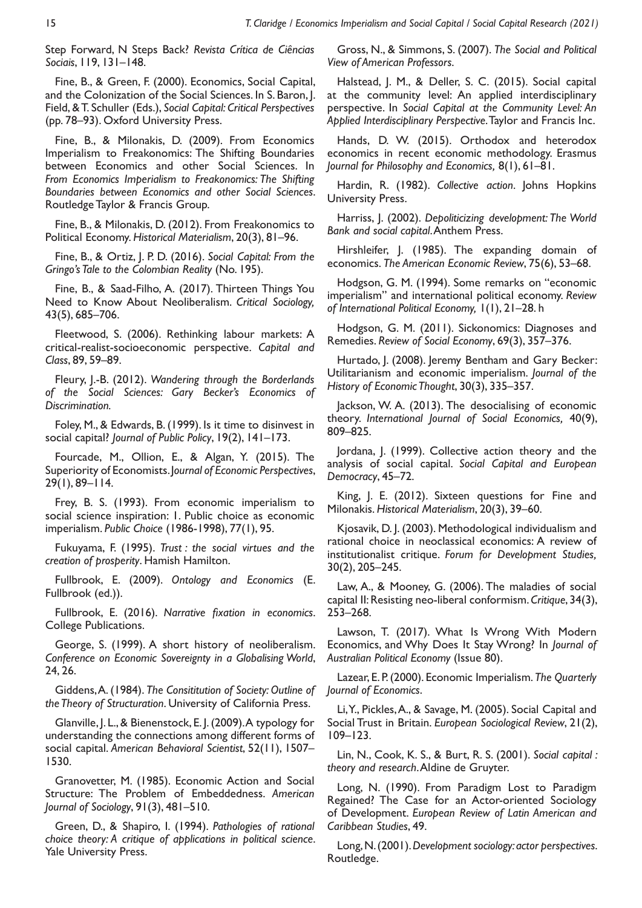Step Forward, N Steps Back? *Revista Crítica de Ciências Sociais*, 119, 131–148.

Fine, B., & Green, F. (2000). Economics, Social Capital, and the Colonization of the Social Sciences. In S. Baron, J. Field, & T. Schuller (Eds.), *Social Capital: Critical Perspectives* (pp. 78–93). Oxford University Press.

Fine, B., & Milonakis, D. (2009). From Economics Imperialism to Freakonomics: The Shifting Boundaries between Economics and other Social Sciences. In *From Economics Imperialism to Freakonomics: The Shifting Boundaries between Economics and other Social Sciences*. Routledge Taylor & Francis Group.

Fine, B., & Milonakis, D. (2012). From Freakonomics to Political Economy. *Historical Materialism*, 20(3), 81–96.

Fine, B., & Ortiz, J. P. D. (2016). *Social Capital: From the Gringo's Tale to the Colombian Reality* (No. 195).

Fine, B., & Saad-Filho, A. (2017). Thirteen Things You Need to Know About Neoliberalism. *Critical Sociology,* 43(5), 685–706.

Fleetwood, S. (2006). Rethinking labour markets: A critical-realist-socioeconomic perspective. *Capital and Class*, 89, 59–89.

Fleury, J.-B. (2012). *Wandering through the Borderlands of the Social Sciences: Gary Becker's Economics of Discrimination.*

Foley, M., & Edwards, B. (1999). Is it time to disinvest in social capital? *Journal of Public Policy*, 19(2), 141–173.

Fourcade, M., Ollion, E., & Algan, Y. (2015). The Superiority of Economists. *Journal of Economic Perspectives*, 29(1), 89–114.

Frey, B. S. (1993). From economic imperialism to social science inspiration: 1. Public choice as economic imperialism. *Public Choice* (1986-1998), 77(1), 95.

Fukuyama, F. (1995). *Trust : the social virtues and the creation of prosperity*. Hamish Hamilton.

Fullbrook, E. (2009). *Ontology and Economics* (E. Fullbrook (ed.)).

Fullbrook, E. (2016). *Narrative fixation in economics*. College Publications.

George, S. (1999). A short history of neoliberalism. *Conference on Economic Sovereignty in a Globalising World*, 24, 26.

Giddens, A. (1984). *The Consititution of Society: Outline of the Theory of Structuration*. University of California Press.

Glanville, J. L., & Bienenstock, E. J. (2009). A typology for understanding the connections among different forms of social capital. *American Behavioral Scientist*, 52(11), 1507–1530.

Granovetter, M. (1985). Economic Action and Social Structure: The Problem of Embeddedness. *American Journal of Sociology*, 91(3), 481–510.

Green, D., & Shapiro, I. (1994). *Pathologies of rational choice theory: A critique of applications in political science*. Yale University Press.

Gross, N., & Simmons, S. (2007). *The Social and Political View of American Professors*.

Halstead, J. M., & Deller, S. C. (2015). Social capital at the community level: An applied interdisciplinary perspective. In *Social Capital at the Community Level: An Applied Interdisciplinary Perspective*. Taylor and Francis Inc.

Hands, D. W. (2015). Orthodox and heterodox economics in recent economic methodology. Erasmus *Journal for Philosophy and Economics,* 8(1), 61–81.

Hardin, R. (1982). *Collective action*. Johns Hopkins University Press.

Harriss, J. (2002). *Depoliticizing development: The World Bank and social capital*. Anthem Press.

Hirshleifer, J. (1985). The expanding domain of economics. *The American Economic Review*, 75(6), 53–68.

Hodgson, G. M. (1994). Some remarks on "economic imperialism" and international political economy. *Review of International Political Economy,* 1(1), 21–28. h

Hodgson, G. M. (2011). Sickonomics: Diagnoses and Remedies. *Review of Social Economy*, 69(3), 357–376.

Hurtado, J. (2008). Jeremy Bentham and Gary Becker: Utilitarianism and economic imperialism. *Journal of the History of Economic Thought*, 30(3), 335–357.

Jackson, W. A. (2013). The desocialising of economic theory. *International Journal of Social Economics,* 40(9), 809–825.

Jordana, J. (1999). Collective action theory and the analysis of social capital. *Social Capital and European Democracy*, 45–72.

King, J. E. (2012). Sixteen questions for Fine and Milonakis. *Historical Materialism*, 20(3), 39–60.

Kjosavik, D. J. (2003). Methodological individualism and rational choice in neoclassical economics: A review of institutionalist critique. *Forum for Development Studies,* 30(2), 205–245.

Law, A., & Mooney, G. (2006). The maladies of social capital II: Resisting neo-liberal conformism. *Critique*, 34(3), 253–268.

Lawson, T. (2017). What Is Wrong With Modern Economics, and Why Does It Stay Wrong? In *Journal of Australian Political Economy* (Issue 80).

Lazear, E. P. (2000). Economic Imperialism. *The Quarterly Journal of Economics*.

Li, Y., Pickles, A., & Savage, M. (2005). Social Capital and Social Trust in Britain. *European Sociological Review*, 21(2), 109–123.

Lin, N., Cook, K. S., & Burt, R. S. (2001). *Social capital : theory and research*. Aldine de Gruyter.

Long, N. (1990). From Paradigm Lost to Paradigm Regained? The Case for an Actor-oriented Sociology of Development. *European Review of Latin American and Caribbean Studies*, 49.

Long, N. (2001). *Development sociology: actor perspectives*. Routledge.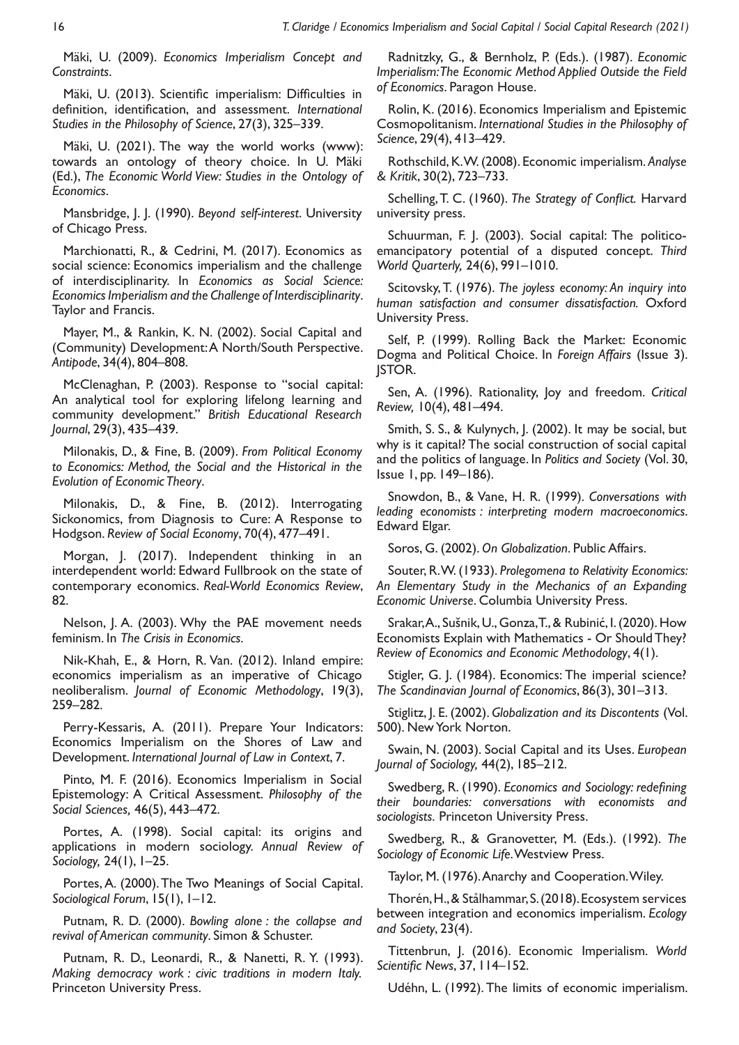Mäki, U. (2009). *Economics Imperialism Concept and Constraints*.

Mäki, U. (2013). Scientific imperialism: Difficulties in definition, identification, and assessment. *International Studies in the Philosophy of Science*, 27(3), 325–339.

Mäki, U. (2021). The way the world works (www): towards an ontology of theory choice. In U. Mäki (Ed.), *The Economic World View: Studies in the Ontology of Economics*.

Mansbridge, J. J. (1990). *Beyond self-interest*. University of Chicago Press.

Marchionatti, R., & Cedrini, M. (2017). Economics as social science: Economics imperialism and the challenge of interdisciplinarity. In *Economics as Social Science: Economics Imperialism and the Challenge of Interdisciplinarity*. Taylor and Francis.

Mayer, M., & Rankin, K. N. (2002). Social Capital and (Community) Development: A North/South Perspective. *Antipode*, 34(4), 804–808.

McClenaghan, P. (2003). Response to "social capital: An analytical tool for exploring lifelong learning and community development." *British Educational Research Journal*, 29(3), 435–439.

Milonakis, D., & Fine, B. (2009). *From Political Economy to Economics: Method, the Social and the Historical in the Evolution of Economic Theory*.

Milonakis, D., & Fine, B. (2012). Interrogating Sickonomics, from Diagnosis to Cure: A Response to Hodgson. *Review of Social Economy*, 70(4), 477–491.

Morgan, J. (2017). Independent thinking in an interdependent world: Edward Fullbrook on the state of contemporary economics. *Real-World Economics Review*, 82.

Nelson, J. A. (2003). Why the PAE movement needs feminism. In *The Crisis in Economics*.

Nik-Khah, E., & Horn, R. Van. (2012). Inland empire: economics imperialism as an imperative of Chicago neoliberalism. *Journal of Economic Methodology*, 19(3), 259–282.

Perry-Kessaris, A. (2011). Prepare Your Indicators: Economics Imperialism on the Shores of Law and Development. *International Journal of Law in Context*, 7.

Pinto, M. F. (2016). Economics Imperialism in Social Epistemology: A Critical Assessment. *Philosophy of the Social Sciences,* 46(5), 443–472.

Portes, A. (1998). Social capital: its origins and applications in modern sociology. *Annual Review of Sociology,* 24(1), 1–25.

Portes, A. (2000). The Two Meanings of Social Capital. *Sociological Forum*, 15(1), 1–12.

Putnam, R. D. (2000). *Bowling alone : the collapse and revival of American community*. Simon & Schuster.

Putnam, R. D., Leonardi, R., & Nanetti, R. Y. (1993). *Making democracy work : civic traditions in modern Italy.* Princeton University Press.

Radnitzky, G., & Bernholz, P. (Eds.). (1987). *Economic Imperialism: The Economic Method Applied Outside the Field of Economics*. Paragon House.

Rolin, K. (2016). Economics Imperialism and Epistemic Cosmopolitanism. *International Studies in the Philosophy of Science*, 29(4), 413–429.

Rothschild, K. W. (2008). Economic imperialism. *Analyse & Kritik*, 30(2), 723–733.

Schelling, T. C. (1960). *The Strategy of Conflict.* Harvard university press.

Schuurman, F. J. (2003). Social capital: The politico-emancipatory potential of a disputed concept. *Third World Quarterly,* 24(6), 991–1010.

Scitovsky, T. (1976). *The joyless economy: An inquiry into human satisfaction and consumer dissatisfaction.* Oxford University Press.

Self, P. (1999). Rolling Back the Market: Economic Dogma and Political Choice. In *Foreign Affairs* (Issue 3). JSTOR.

Sen, A. (1996). Rationality, Joy and freedom. *Critical Review,* 10(4), 481–494.

Smith, S. S., & Kulynych, J. (2002). It may be social, but why is it capital? The social construction of social capital and the politics of language. In *Politics and Society* (Vol. 30, Issue 1, pp. 149–186).

Snowdon, B., & Vane, H. R. (1999). *Conversations with leading economists : interpreting modern macroeconomics*. Edward Elgar.

Soros, G. (2002). *On Globalization*. Public Affairs.

Souter, R. W. (1933). *Prolegomena to Relativity Economics: An Elementary Study in the Mechanics of an Expanding Economic Universe*. Columbia University Press.

Srakar, A., Sušnik, U., Gonza, T., & Rubinić, I. (2020). How Economists Explain with Mathematics - Or Should They? *Review of Economics and Economic Methodology*, 4(1).

Stigler, G. J. (1984). Economics: The imperial science? *The Scandinavian Journal of Economics*, 86(3), 301–313.

Stiglitz, J. E. (2002). *Globalization and its Discontents* (Vol. 500). New York Norton.

Swain, N. (2003). Social Capital and its Uses. *European Journal of Sociology,* 44(2), 185–212.

Swedberg, R. (1990). *Economics and Sociology: redefining their boundaries: conversations with economists and sociologists.* Princeton University Press.

Swedberg, R., & Granovetter, M. (Eds.). (1992). *The Sociology of Economic Life.* Westview Press.

Taylor, M. (1976). Anarchy and Cooperation. Wiley.

Thorén, H., & Stålhammar, S. (2018). Ecosystem services between integration and economics imperialism. *Ecology and Society*, 23(4).

Tittenbrun, J. (2016). Economic Imperialism. *World Scientific News*, 37, 114–152.

Udéhn, L. (1992). The limits of economic imperialism.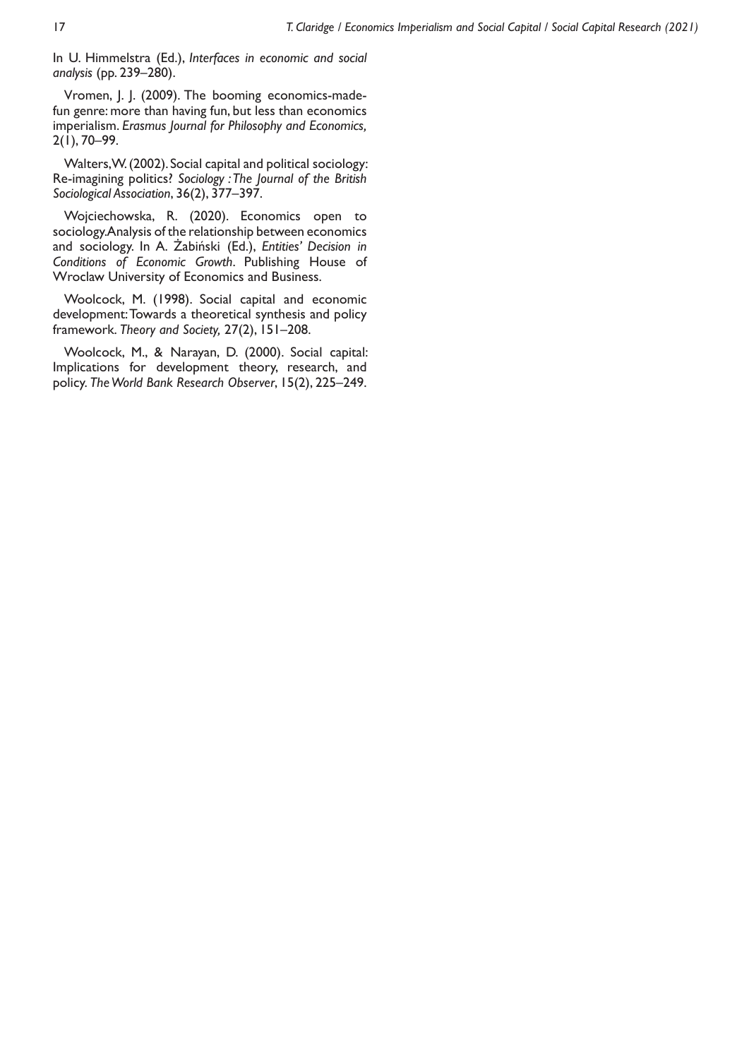In U. Himmelstra (Ed.), *Interfaces in economic and social analysis* (pp. 239–280).

Vromen, J. J. (2009). The booming economics-made-fun genre: more than having fun, but less than economics imperialism. *Erasmus Journal for Philosophy and Economics,* 2(1), 70–99.

Walters, W. (2002). Social capital and political sociology: Re-imagining politics? *Sociology : The Journal of the British Sociological Association*, 36(2), 377–397.

Wojciechowska, R. (2020). Economics open to sociology. Analysis of the relationship between economics and sociology. In A. Żabiński (Ed.), *Entities' Decision in Conditions of Economic Growth*. Publishing House of Wroclaw University of Economics and Business.

Woolcock, M. (1998). Social capital and economic development: Towards a theoretical synthesis and policy framework. *Theory and Society,* 27(2), 151–208.

Woolcock, M., & Narayan, D. (2000). Social capital: Implications for development theory, research, and policy. *The World Bank Research Observer*, 15(2), 225–249.